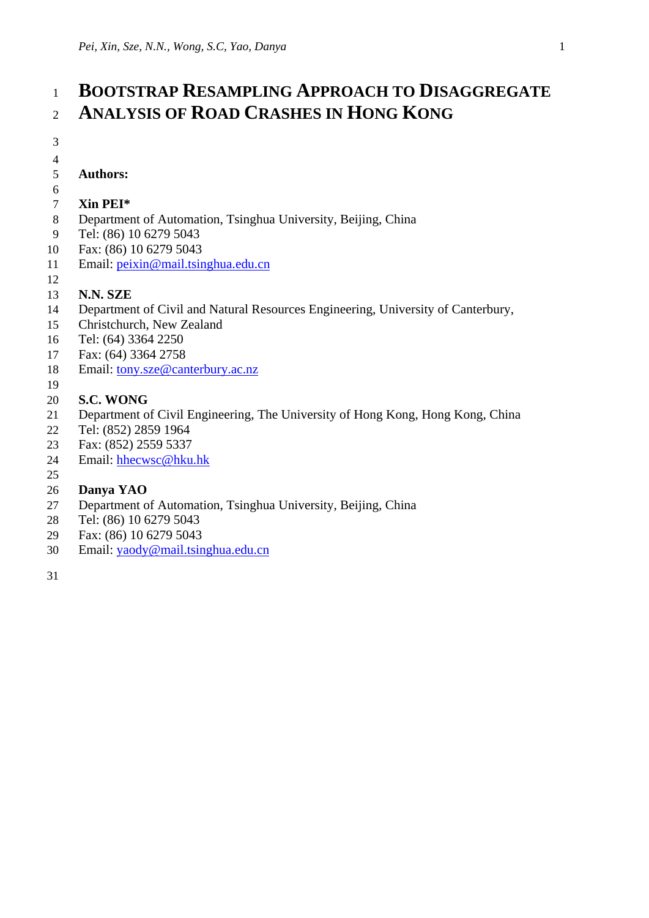# BOOTSTRAP RESAMPLING APPROACH TO DISAGGREGATE ANALYSIS OF ROAD CRASHES IN HONG KONG

**Authors:**

**Xin PEI***
Department of Automation, Tsinghua University, Beijing, China
Tel: (86) 10 6279 5043
Fax: (86) 10 6279 5043
Email: peixin@mail.tsinghua.edu.cn

**N.N. SZE**
Department of Civil and Natural Resources Engineering, University of Canterbury, Christchurch, New Zealand
Tel: (64) 3364 2250
Fax: (64) 3364 2758
Email: tony.sze@canterbury.ac.nz

**S.C. WONG**
Department of Civil Engineering, The University of Hong Kong, Hong Kong, China
Tel: (852) 2859 1964
Fax: (852) 2559 5337
Email: hhecwsc@hku.hk

**Danya YAO**
Department of Automation, Tsinghua University, Beijing, China
Tel: (86) 10 6279 5043
Fax: (86) 10 6279 5043
Email: yaody@mail.tsinghua.edu.cn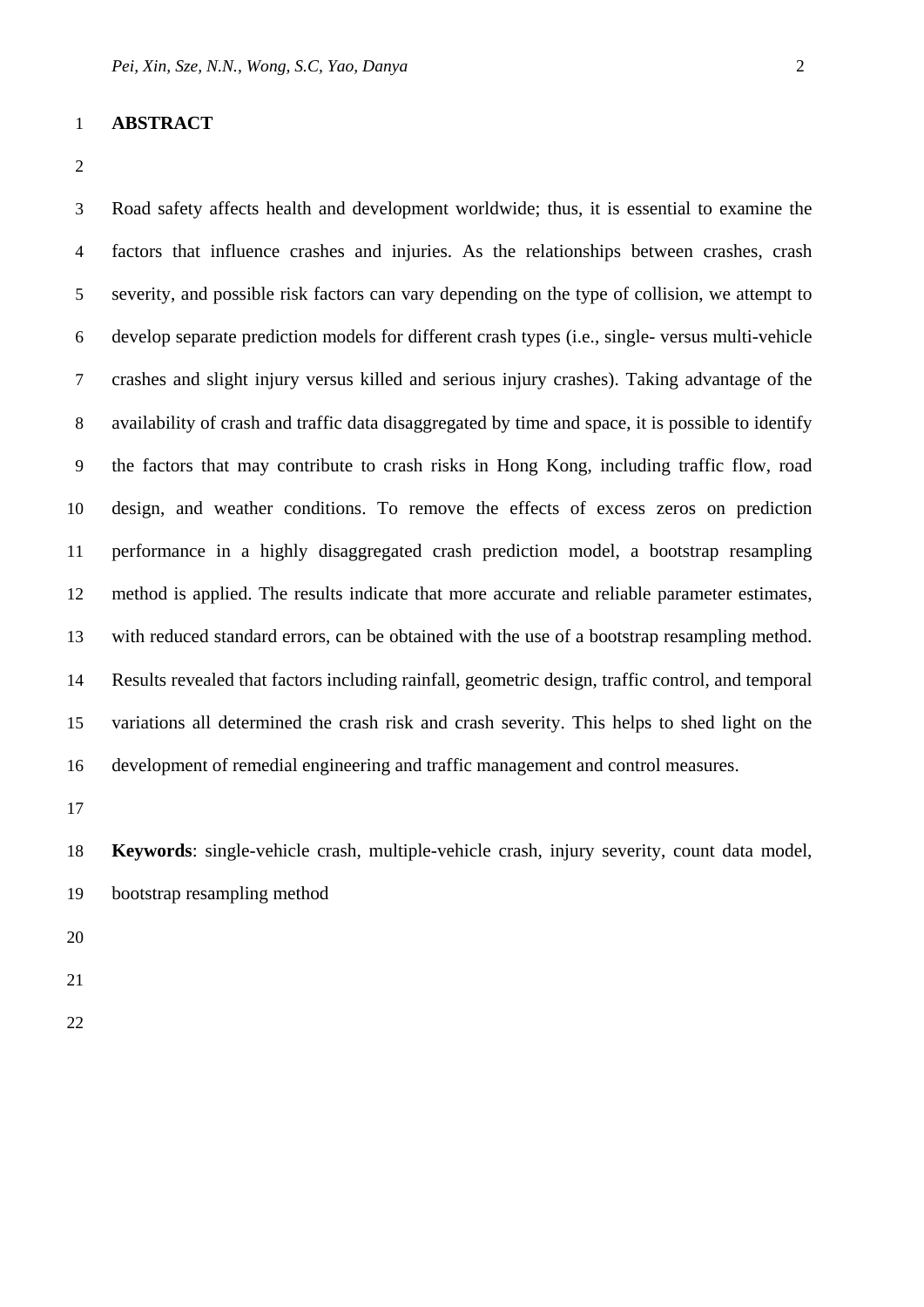## ABSTRACT

Road safety affects health and development worldwide; thus, it is essential to examine the factors that influence crashes and injuries. As the relationships between crashes, crash severity, and possible risk factors can vary depending on the type of collision, we attempt to develop separate prediction models for different crash types (i.e., single- versus multi-vehicle crashes and slight injury versus killed and serious injury crashes). Taking advantage of the availability of crash and traffic data disaggregated by time and space, it is possible to identify the factors that may contribute to crash risks in Hong Kong, including traffic flow, road design, and weather conditions. To remove the effects of excess zeros on prediction performance in a highly disaggregated crash prediction model, a bootstrap resampling method is applied. The results indicate that more accurate and reliable parameter estimates, with reduced standard errors, can be obtained with the use of a bootstrap resampling method. Results revealed that factors including rainfall, geometric design, traffic control, and temporal variations all determined the crash risk and crash severity. This helps to shed light on the development of remedial engineering and traffic management and control measures.

**Keywords**: single-vehicle crash, multiple-vehicle crash, injury severity, count data model, bootstrap resampling method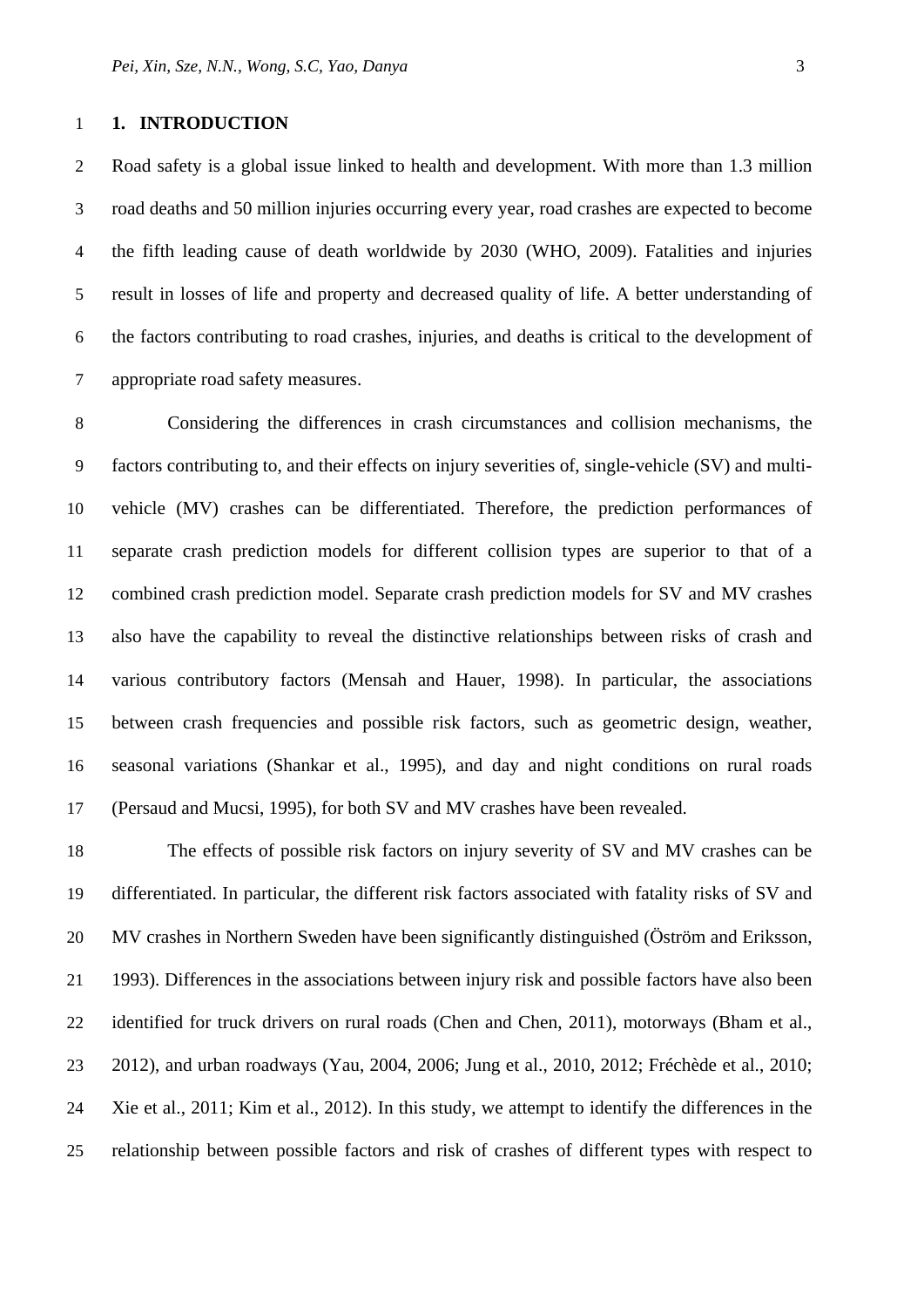# 1. INTRODUCTION

Road safety is a global issue linked to health and development. With more than 1.3 million road deaths and 50 million injuries occurring every year, road crashes are expected to become the fifth leading cause of death worldwide by 2030 (WHO, 2009). Fatalities and injuries result in losses of life and property and decreased quality of life. A better understanding of the factors contributing to road crashes, injuries, and deaths is critical to the development of appropriate road safety measures.

Considering the differences in crash circumstances and collision mechanisms, the factors contributing to, and their effects on injury severities of, single-vehicle (SV) and multi-vehicle (MV) crashes can be differentiated. Therefore, the prediction performances of separate crash prediction models for different collision types are superior to that of a combined crash prediction model. Separate crash prediction models for SV and MV crashes also have the capability to reveal the distinctive relationships between risks of crash and various contributory factors (Mensah and Hauer, 1998). In particular, the associations between crash frequencies and possible risk factors, such as geometric design, weather, seasonal variations (Shankar et al., 1995), and day and night conditions on rural roads (Persaud and Mucsi, 1995), for both SV and MV crashes have been revealed.

The effects of possible risk factors on injury severity of SV and MV crashes can be differentiated. In particular, the different risk factors associated with fatality risks of SV and MV crashes in Northern Sweden have been significantly distinguished (Öström and Eriksson, 1993). Differences in the associations between injury risk and possible factors have also been identified for truck drivers on rural roads (Chen and Chen, 2011), motorways (Bham et al., 2012), and urban roadways (Yau, 2004, 2006; Jung et al., 2010, 2012; Fréchède et al., 2010; Xie et al., 2011; Kim et al., 2012). In this study, we attempt to identify the differences in the relationship between possible factors and risk of crashes of different types with respect to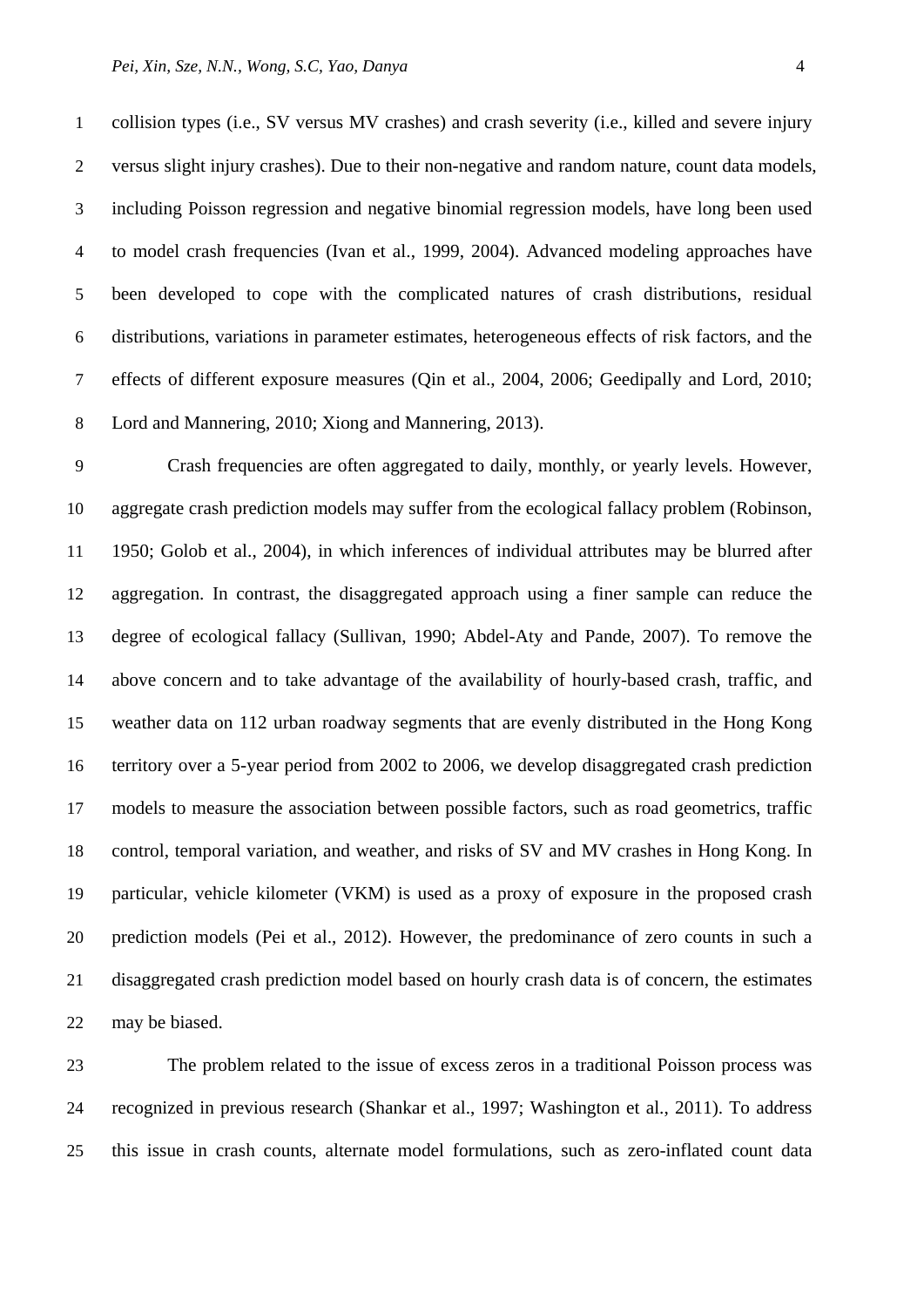collision types (i.e., SV versus MV crashes) and crash severity (i.e., killed and severe injury versus slight injury crashes). Due to their non-negative and random nature, count data models, including Poisson regression and negative binomial regression models, have long been used to model crash frequencies (Ivan et al., 1999, 2004). Advanced modeling approaches have been developed to cope with the complicated natures of crash distributions, residual distributions, variations in parameter estimates, heterogeneous effects of risk factors, and the effects of different exposure measures (Qin et al., 2004, 2006; Geedipally and Lord, 2010; Lord and Mannering, 2010; Xiong and Mannering, 2013).

Crash frequencies are often aggregated to daily, monthly, or yearly levels. However, aggregate crash prediction models may suffer from the ecological fallacy problem (Robinson, 1950; Golob et al., 2004), in which inferences of individual attributes may be blurred after aggregation. In contrast, the disaggregated approach using a finer sample can reduce the degree of ecological fallacy (Sullivan, 1990; Abdel-Aty and Pande, 2007). To remove the above concern and to take advantage of the availability of hourly-based crash, traffic, and weather data on 112 urban roadway segments that are evenly distributed in the Hong Kong territory over a 5-year period from 2002 to 2006, we develop disaggregated crash prediction models to measure the association between possible factors, such as road geometrics, traffic control, temporal variation, and weather, and risks of SV and MV crashes in Hong Kong. In particular, vehicle kilometer (VKM) is used as a proxy of exposure in the proposed crash prediction models (Pei et al., 2012). However, the predominance of zero counts in such a disaggregated crash prediction model based on hourly crash data is of concern, the estimates may be biased.

The problem related to the issue of excess zeros in a traditional Poisson process was recognized in previous research (Shankar et al., 1997; Washington et al., 2011). To address this issue in crash counts, alternate model formulations, such as zero-inflated count data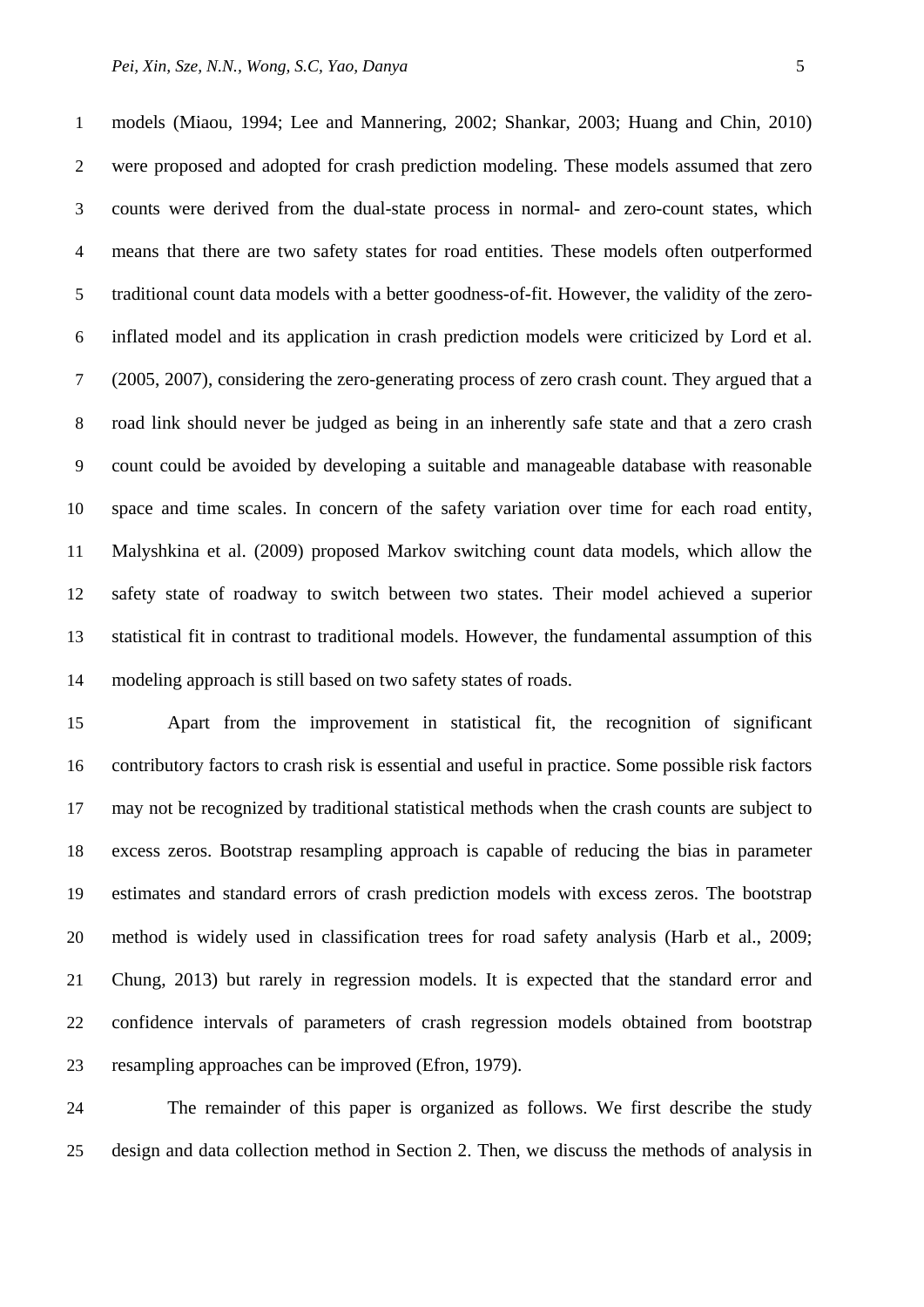models (Miaou, 1994; Lee and Mannering, 2002; Shankar, 2003; Huang and Chin, 2010) were proposed and adopted for crash prediction modeling. These models assumed that zero counts were derived from the dual-state process in normal- and zero-count states, which means that there are two safety states for road entities. These models often outperformed traditional count data models with a better goodness-of-fit. However, the validity of the zero-inflated model and its application in crash prediction models were criticized by Lord et al. (2005, 2007), considering the zero-generating process of zero crash count. They argued that a road link should never be judged as being in an inherently safe state and that a zero crash count could be avoided by developing a suitable and manageable database with reasonable space and time scales. In concern of the safety variation over time for each road entity, Malyshkina et al. (2009) proposed Markov switching count data models, which allow the safety state of roadway to switch between two states. Their model achieved a superior statistical fit in contrast to traditional models. However, the fundamental assumption of this modeling approach is still based on two safety states of roads.

Apart from the improvement in statistical fit, the recognition of significant contributory factors to crash risk is essential and useful in practice. Some possible risk factors may not be recognized by traditional statistical methods when the crash counts are subject to excess zeros. Bootstrap resampling approach is capable of reducing the bias in parameter estimates and standard errors of crash prediction models with excess zeros. The bootstrap method is widely used in classification trees for road safety analysis (Harb et al., 2009; Chung, 2013) but rarely in regression models. It is expected that the standard error and confidence intervals of parameters of crash regression models obtained from bootstrap resampling approaches can be improved (Efron, 1979).

The remainder of this paper is organized as follows. We first describe the study design and data collection method in Section 2. Then, we discuss the methods of analysis in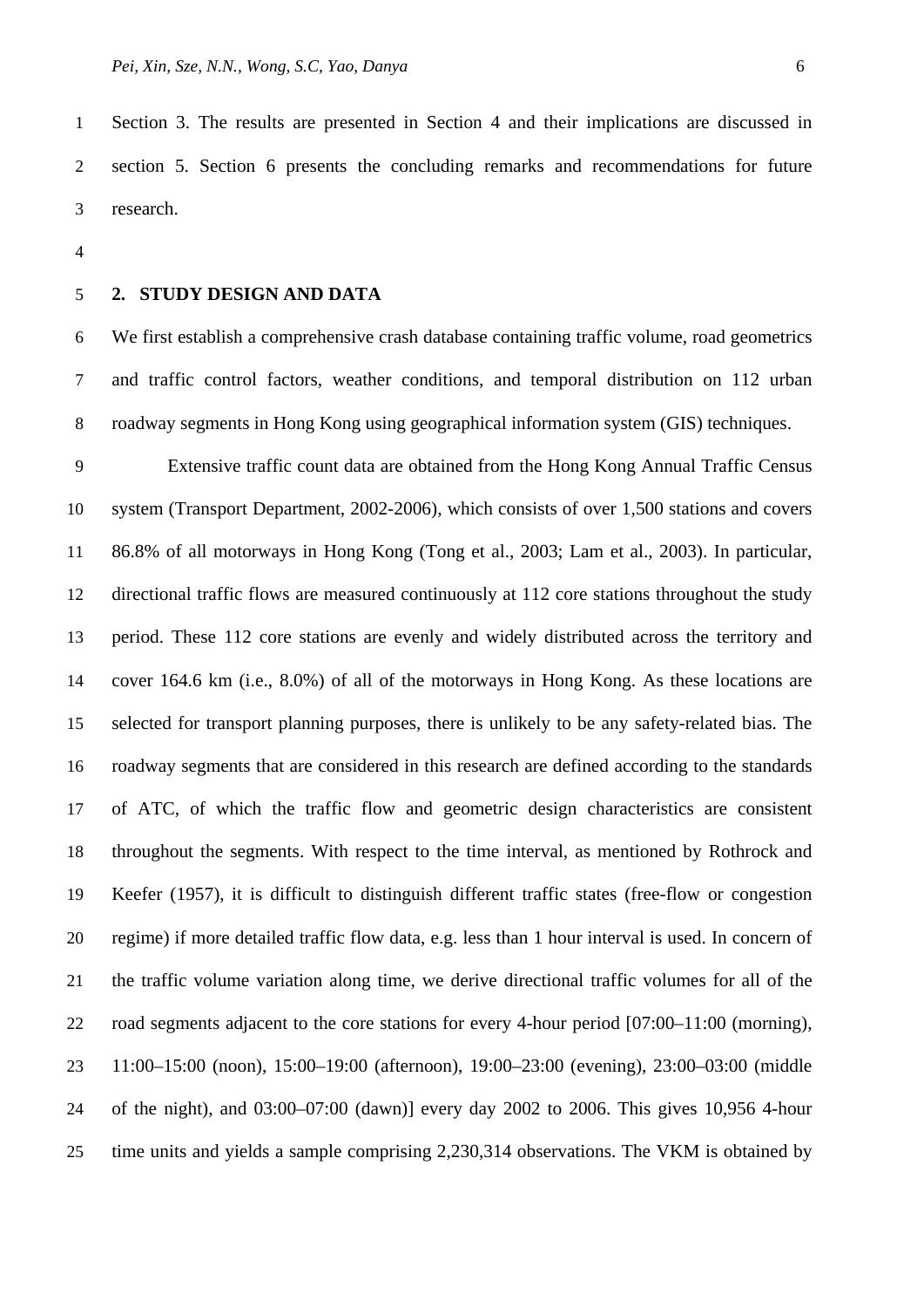Section 3. The results are presented in Section 4 and their implications are discussed in section 5. Section 6 presents the concluding remarks and recommendations for future research.

## 2. STUDY DESIGN AND DATA

We first establish a comprehensive crash database containing traffic volume, road geometrics and traffic control factors, weather conditions, and temporal distribution on 112 urban roadway segments in Hong Kong using geographical information system (GIS) techniques.

Extensive traffic count data are obtained from the Hong Kong Annual Traffic Census system (Transport Department, 2002-2006), which consists of over 1,500 stations and covers 86.8% of all motorways in Hong Kong (Tong et al., 2003; Lam et al., 2003). In particular, directional traffic flows are measured continuously at 112 core stations throughout the study period. These 112 core stations are evenly and widely distributed across the territory and cover 164.6 km (i.e., 8.0%) of all of the motorways in Hong Kong. As these locations are selected for transport planning purposes, there is unlikely to be any safety-related bias. The roadway segments that are considered in this research are defined according to the standards of ATC, of which the traffic flow and geometric design characteristics are consistent throughout the segments. With respect to the time interval, as mentioned by Rothrock and Keefer (1957), it is difficult to distinguish different traffic states (free-flow or congestion regime) if more detailed traffic flow data, e.g. less than 1 hour interval is used. In concern of the traffic volume variation along time, we derive directional traffic volumes for all of the road segments adjacent to the core stations for every 4-hour period [07:00–11:00 (morning), 11:00–15:00 (noon), 15:00–19:00 (afternoon), 19:00–23:00 (evening), 23:00–03:00 (middle of the night), and 03:00–07:00 (dawn)] every day 2002 to 2006. This gives 10,956 4-hour time units and yields a sample comprising 2,230,314 observations. The VKM is obtained by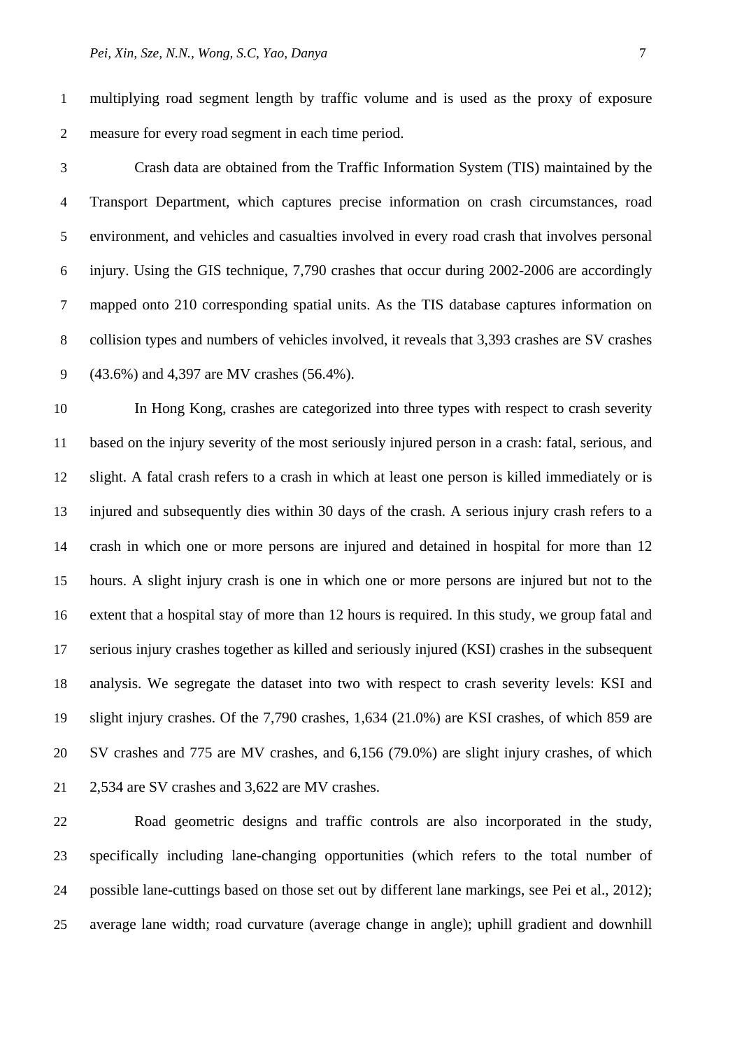multiplying road segment length by traffic volume and is used as the proxy of exposure measure for every road segment in each time period.

Crash data are obtained from the Traffic Information System (TIS) maintained by the Transport Department, which captures precise information on crash circumstances, road environment, and vehicles and casualties involved in every road crash that involves personal injury. Using the GIS technique, 7,790 crashes that occur during 2002-2006 are accordingly mapped onto 210 corresponding spatial units. As the TIS database captures information on collision types and numbers of vehicles involved, it reveals that 3,393 crashes are SV crashes (43.6%) and 4,397 are MV crashes (56.4%).

In Hong Kong, crashes are categorized into three types with respect to crash severity based on the injury severity of the most seriously injured person in a crash: fatal, serious, and slight. A fatal crash refers to a crash in which at least one person is killed immediately or is injured and subsequently dies within 30 days of the crash. A serious injury crash refers to a crash in which one or more persons are injured and detained in hospital for more than 12 hours. A slight injury crash is one in which one or more persons are injured but not to the extent that a hospital stay of more than 12 hours is required. In this study, we group fatal and serious injury crashes together as killed and seriously injured (KSI) crashes in the subsequent analysis. We segregate the dataset into two with respect to crash severity levels: KSI and slight injury crashes. Of the 7,790 crashes, 1,634 (21.0%) are KSI crashes, of which 859 are SV crashes and 775 are MV crashes, and 6,156 (79.0%) are slight injury crashes, of which 2,534 are SV crashes and 3,622 are MV crashes.

Road geometric designs and traffic controls are also incorporated in the study, specifically including lane-changing opportunities (which refers to the total number of possible lane-cuttings based on those set out by different lane markings, see Pei et al., 2012); average lane width; road curvature (average change in angle); uphill gradient and downhill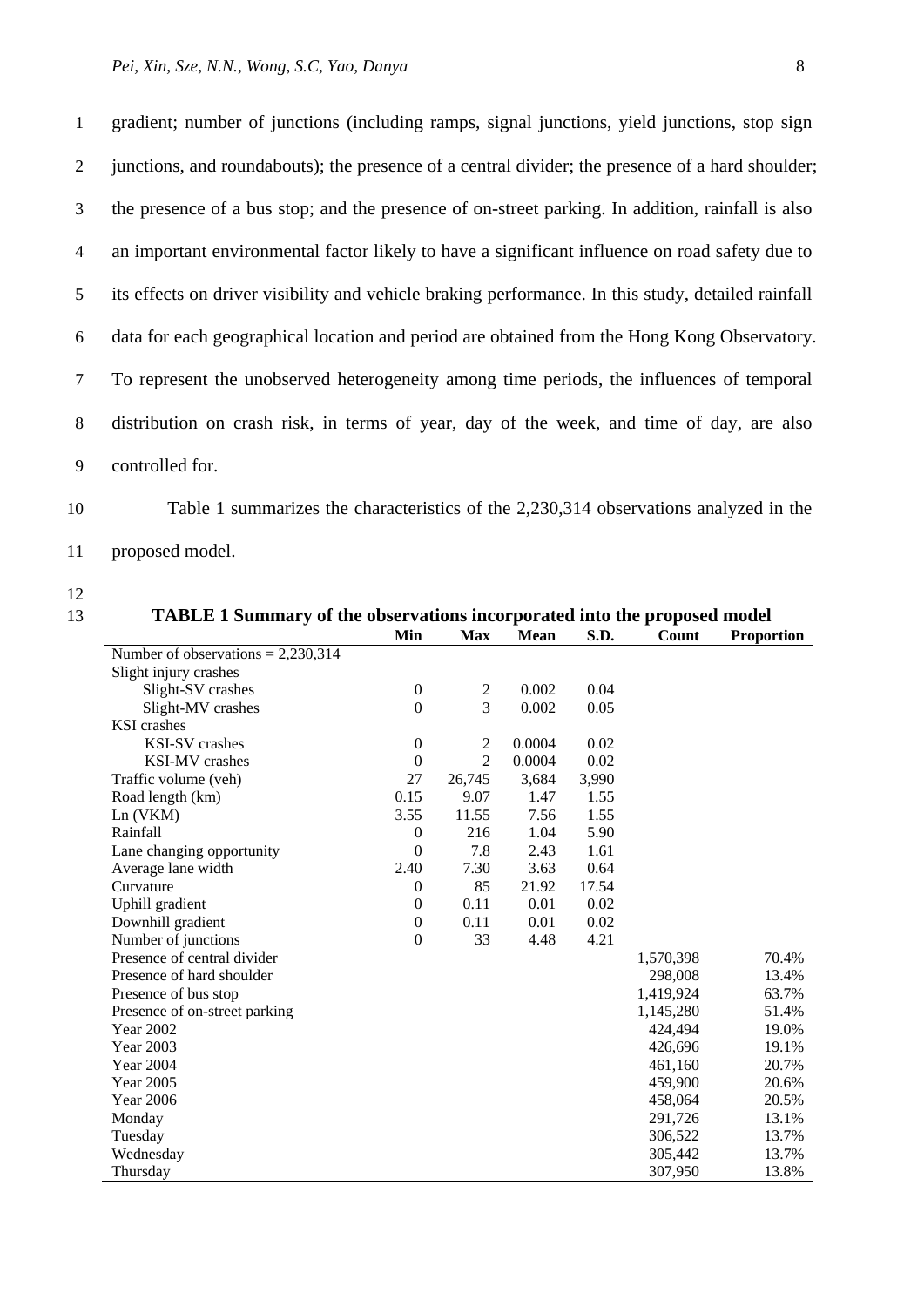gradient; number of junctions (including ramps, signal junctions, yield junctions, stop sign junctions, and roundabouts); the presence of a central divider; the presence of a hard shoulder; the presence of a bus stop; and the presence of on-street parking. In addition, rainfall is also an important environmental factor likely to have a significant influence on road safety due to its effects on driver visibility and vehicle braking performance. In this study, detailed rainfall data for each geographical location and period are obtained from the Hong Kong Observatory. To represent the unobserved heterogeneity among time periods, the influences of temporal distribution on crash risk, in terms of year, day of the week, and time of day, are also controlled for.

Table 1 summarizes the characteristics of the 2,230,314 observations analyzed in the proposed model.

**TABLE 1 Summary of the observations incorporated into the proposed model**

| | Min | Max | Mean | S.D. | Count | Proportion |
|---|---|---|---|---|---|---|
| Number of observations = 2,230,314 | | | | | | |
| Slight injury crashes | | | | | | |
| Slight-SV crashes | 0 | 2 | 0.002 | 0.04 | | |
| Slight-MV crashes | 0 | 3 | 0.002 | 0.05 | | |
| KSI crashes | | | | | | |
| KSI-SV crashes | 0 | 2 | 0.0004 | 0.02 | | |
| KSI-MV crashes | 0 | 2 | 0.0004 | 0.02 | | |
| Traffic volume (veh) | 27 | 26,745 | 3,684 | 3,990 | | |
| Road length (km) | 0.15 | 9.07 | 1.47 | 1.55 | | |
| Ln (VKM) | 3.55 | 11.55 | 7.56 | 1.55 | | |
| Rainfall | 0 | 216 | 1.04 | 5.90 | | |
| Lane changing opportunity | 0 | 7.8 | 2.43 | 1.61 | | |
| Average lane width | 2.40 | 7.30 | 3.63 | 0.64 | | |
| Curvature | 0 | 85 | 21.92 | 17.54 | | |
| Uphill gradient | 0 | 0.11 | 0.01 | 0.02 | | |
| Downhill gradient | 0 | 0.11 | 0.01 | 0.02 | | |
| Number of junctions | 0 | 33 | 4.48 | 4.21 | | |
| Presence of central divider | | | | | 1,570,398 | 70.4% |
| Presence of hard shoulder | | | | | 298,008 | 13.4% |
| Presence of bus stop | | | | | 1,419,924 | 63.7% |
| Presence of on-street parking | | | | | 1,145,280 | 51.4% |
| Year 2002 | | | | | 424,494 | 19.0% |
| Year 2003 | | | | | 426,696 | 19.1% |
| Year 2004 | | | | | 461,160 | 20.7% |
| Year 2005 | | | | | 459,900 | 20.6% |
| Year 2006 | | | | | 458,064 | 20.5% |
| Monday | | | | | 291,726 | 13.1% |
| Tuesday | | | | | 306,522 | 13.7% |
| Wednesday | | | | | 305,442 | 13.7% |
| Thursday | | | | | 307,950 | 13.8% |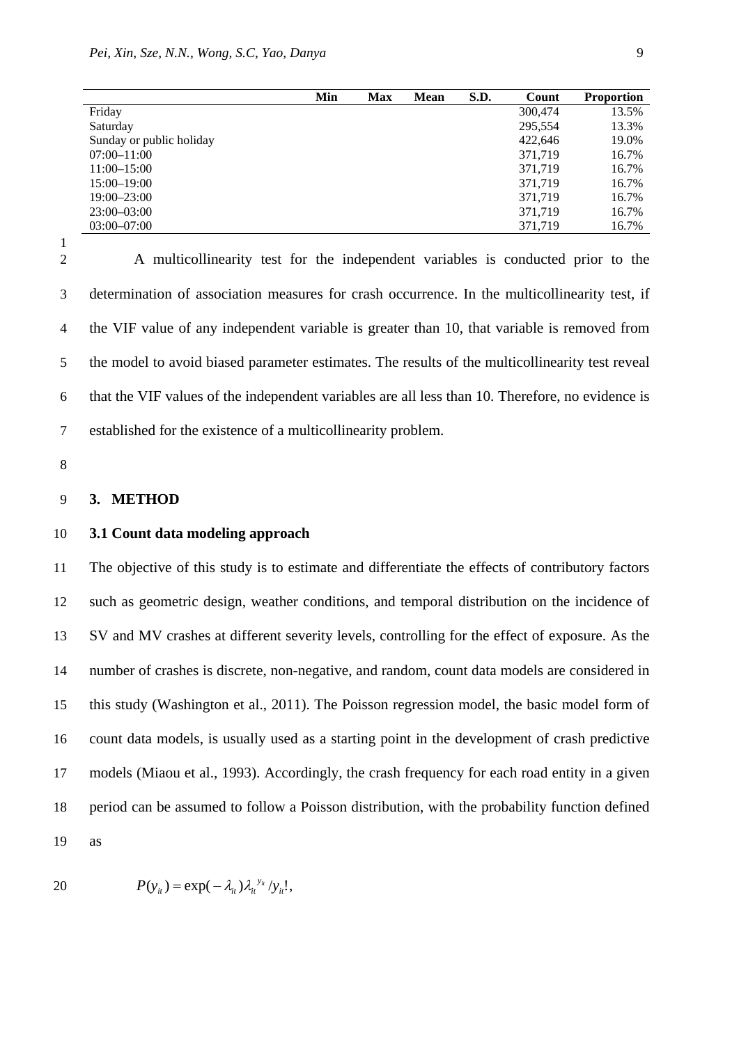| | Min | Max | Mean | S.D. | Count | Proportion |
|---|---|---|---|---|---|---|
| Friday | | | | | 300,474 | 13.5% |
| Saturday | | | | | 295,554 | 13.3% |
| Sunday or public holiday | | | | | 422,646 | 19.0% |
| 07:00–11:00 | | | | | 371,719 | 16.7% |
| 11:00–15:00 | | | | | 371,719 | 16.7% |
| 15:00–19:00 | | | | | 371,719 | 16.7% |
| 19:00–23:00 | | | | | 371,719 | 16.7% |
| 23:00–03:00 | | | | | 371,719 | 16.7% |
| 03:00–07:00 | | | | | 371,719 | 16.7% |

A multicollinearity test for the independent variables is conducted prior to the determination of association measures for crash occurrence. In the multicollinearity test, if the VIF value of any independent variable is greater than 10, that variable is removed from the model to avoid biased parameter estimates. The results of the multicollinearity test reveal that the VIF values of the independent variables are all less than 10. Therefore, no evidence is established for the existence of a multicollinearity problem.

## 3. METHOD

### 3.1 Count data modeling approach

The objective of this study is to estimate and differentiate the effects of contributory factors such as geometric design, weather conditions, and temporal distribution on the incidence of SV and MV crashes at different severity levels, controlling for the effect of exposure. As the number of crashes is discrete, non-negative, and random, count data models are considered in this study (Washington et al., 2011). The Poisson regression model, the basic model form of count data models, is usually used as a starting point in the development of crash predictive models (Miaou et al., 1993). Accordingly, the crash frequency for each road entity in a given period can be assumed to follow a Poisson distribution, with the probability function defined as

$$P(y_{it}) = \exp(-\lambda_{it})\lambda_{it}^{\ y_{it}} / y_{it}!,$$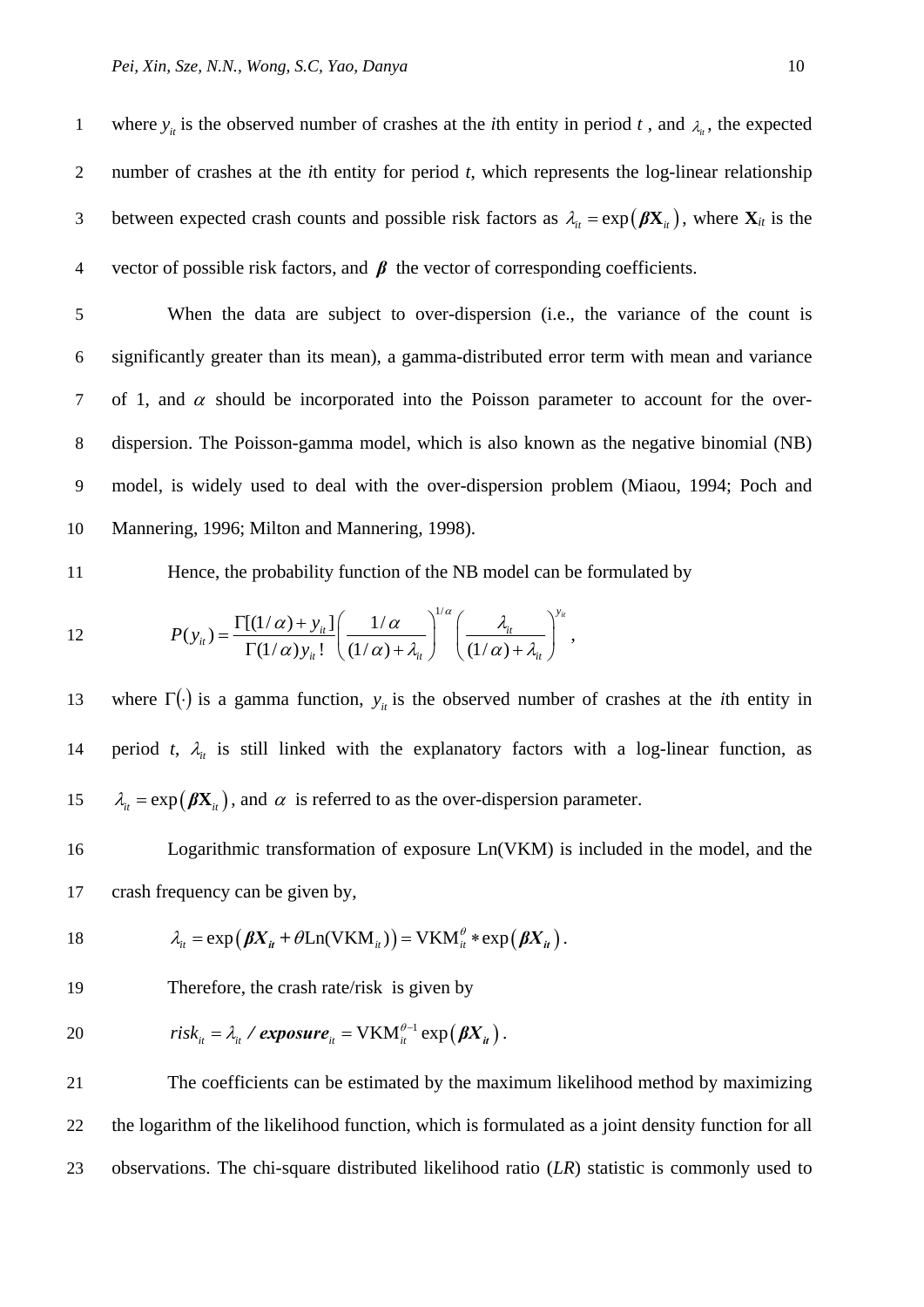where $y_{it}$ is the observed number of crashes at the $i$th entity in period $t$, and $\lambda_{it}$, the expected number of crashes at the $i$th entity for period $t$, which represents the log-linear relationship between expected crash counts and possible risk factors as $\lambda_{it} = \exp\left(\boldsymbol{\beta}\mathbf{X}_{it}\right)$, where $\mathbf{X}_{it}$ is the vector of possible risk factors, and $\boldsymbol{\beta}$ the vector of corresponding coefficients.

When the data are subject to over-dispersion (i.e., the variance of the count is significantly greater than its mean), a gamma-distributed error term with mean and variance of 1, and $\alpha$ should be incorporated into the Poisson parameter to account for the over-dispersion. The Poisson-gamma model, which is also known as the negative binomial (NB) model, is widely used to deal with the over-dispersion problem (Miaou, 1994; Poch and Mannering, 1996; Milton and Mannering, 1998).

Hence, the probability function of the NB model can be formulated by

$$P(y_{it}) = \frac{\Gamma[(1/\alpha)+y_{it}]}{\Gamma(1/\alpha)y_{it}!}\left(\frac{1/\alpha}{(1/\alpha)+\lambda_{it}}\right)^{1/\alpha}\left(\frac{\lambda_{it}}{(1/\alpha)+\lambda_{it}}\right)^{y_{it}},$$

where $\Gamma(\cdot)$ is a gamma function, $y_{it}$ is the observed number of crashes at the $i$th entity in period $t$, $\lambda_{it}$ is still linked with the explanatory factors with a log-linear function, as $\lambda_{it} = \exp\left(\boldsymbol{\beta}\mathbf{X}_{it}\right)$, and $\alpha$ is referred to as the over-dispersion parameter.

Logarithmic transformation of exposure Ln(VKM) is included in the model, and the crash frequency can be given by,

$$\lambda_{it} = \exp\left(\boldsymbol{\beta X_{it}} + \theta \text{Ln}(\text{VKM}_{it})\right) = \text{VKM}_{it}^{\theta} * \exp\left(\boldsymbol{\beta X_{it}}\right).$$

Therefore, the crash rate/risk is given by

$$risk_{it} = \lambda_{it} \boldsymbol{/ \; exposure}_{it} = \text{VKM}_{it}^{\theta-1}\exp\left(\boldsymbol{\beta X_{it}}\right).$$

The coefficients can be estimated by the maximum likelihood method by maximizing the logarithm of the likelihood function, which is formulated as a joint density function for all observations. The chi-square distributed likelihood ratio (*LR*) statistic is commonly used to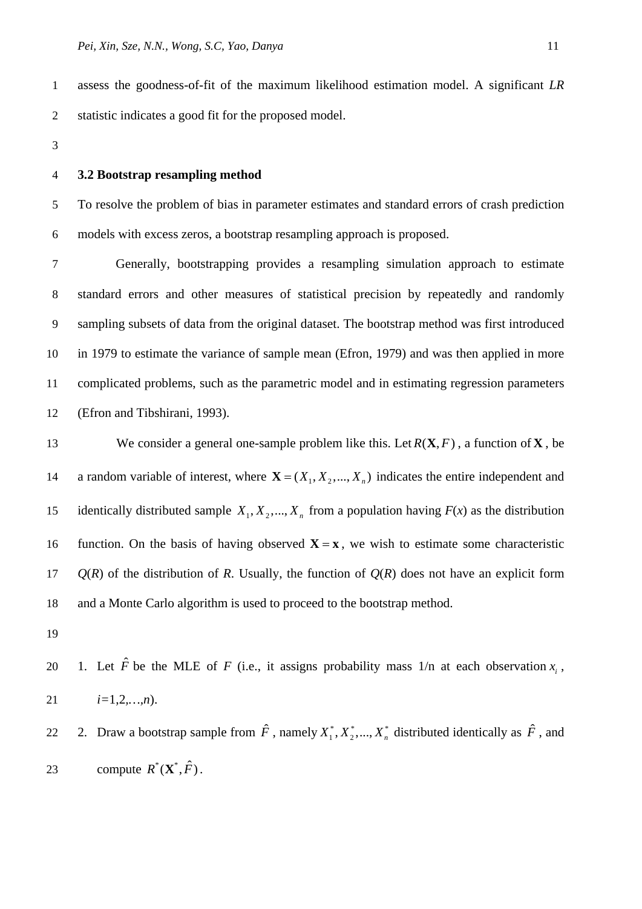assess the goodness-of-fit of the maximum likelihood estimation model. A significant *LR* statistic indicates a good fit for the proposed model.

### 3.2 Bootstrap resampling method

To resolve the problem of bias in parameter estimates and standard errors of crash prediction models with excess zeros, a bootstrap resampling approach is proposed.

Generally, bootstrapping provides a resampling simulation approach to estimate standard errors and other measures of statistical precision by repeatedly and randomly sampling subsets of data from the original dataset. The bootstrap method was first introduced in 1979 to estimate the variance of sample mean (Efron, 1979) and was then applied in more complicated problems, such as the parametric model and in estimating regression parameters (Efron and Tibshirani, 1993).

We consider a general one-sample problem like this. Let $R(\mathbf{X}, F)$, a function of $\mathbf{X}$, be a random variable of interest, where $\mathbf{X} = (X_1, X_2, ..., X_n)$ indicates the entire independent and identically distributed sample $X_1, X_2, ..., X_n$ from a population having $F(x)$ as the distribution function. On the basis of having observed $\mathbf{X} = \mathbf{x}$, we wish to estimate some characteristic $Q(R)$ of the distribution of $R$. Usually, the function of $Q(R)$ does not have an explicit form and a Monte Carlo algorithm is used to proceed to the bootstrap method.

1. Let $\hat{F}$ be the MLE of $F$ (i.e., it assigns probability mass 1/n at each observation $x_i$, $i$=1,2,…,$n$).
2. Draw a bootstrap sample from $\hat{F}$, namely $X_1^*, X_2^*, ..., X_n^*$ distributed identically as $\hat{F}$, and compute $R^*(\mathbf{X}^*, \hat{F})$.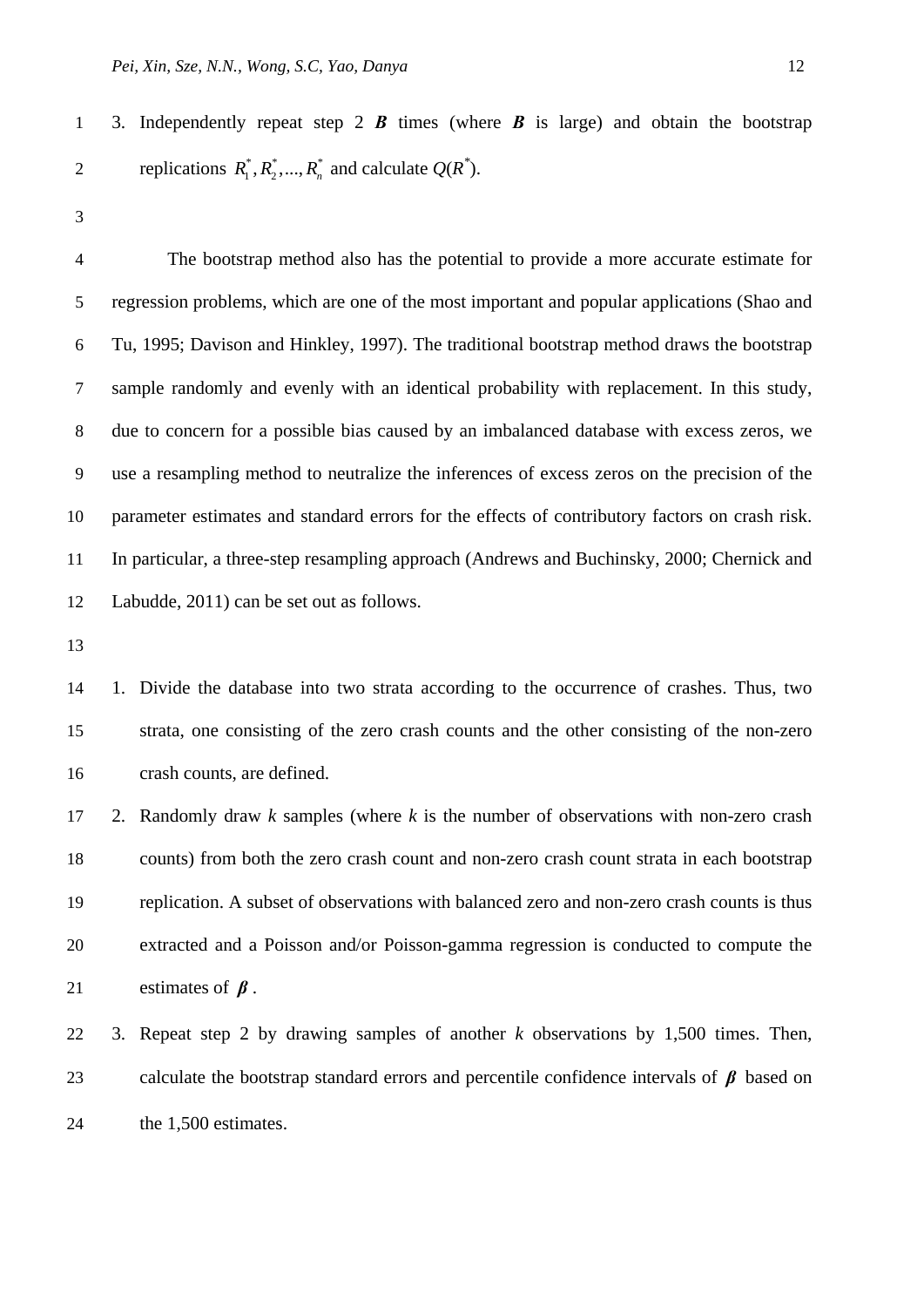3. Independently repeat step 2 $\boldsymbol{B}$ times (where $\boldsymbol{B}$ is large) and obtain the bootstrap replications $R_1^*, R_2^*, ..., R_n^*$ and calculate $Q(R^*)$.

The bootstrap method also has the potential to provide a more accurate estimate for regression problems, which are one of the most important and popular applications (Shao and Tu, 1995; Davison and Hinkley, 1997). The traditional bootstrap method draws the bootstrap sample randomly and evenly with an identical probability with replacement. In this study, due to concern for a possible bias caused by an imbalanced database with excess zeros, we use a resampling method to neutralize the inferences of excess zeros on the precision of the parameter estimates and standard errors for the effects of contributory factors on crash risk. In particular, a three-step resampling approach (Andrews and Buchinsky, 2000; Chernick and Labudde, 2011) can be set out as follows.

1. Divide the database into two strata according to the occurrence of crashes. Thus, two strata, one consisting of the zero crash counts and the other consisting of the non-zero crash counts, are defined.
2. Randomly draw *k* samples (where *k* is the number of observations with non-zero crash counts) from both the zero crash count and non-zero crash count strata in each bootstrap replication. A subset of observations with balanced zero and non-zero crash counts is thus extracted and a Poisson and/or Poisson-gamma regression is conducted to compute the estimates of $\boldsymbol{\beta}$.
3. Repeat step 2 by drawing samples of another *k* observations by 1,500 times. Then, calculate the bootstrap standard errors and percentile confidence intervals of $\boldsymbol{\beta}$ based on the 1,500 estimates.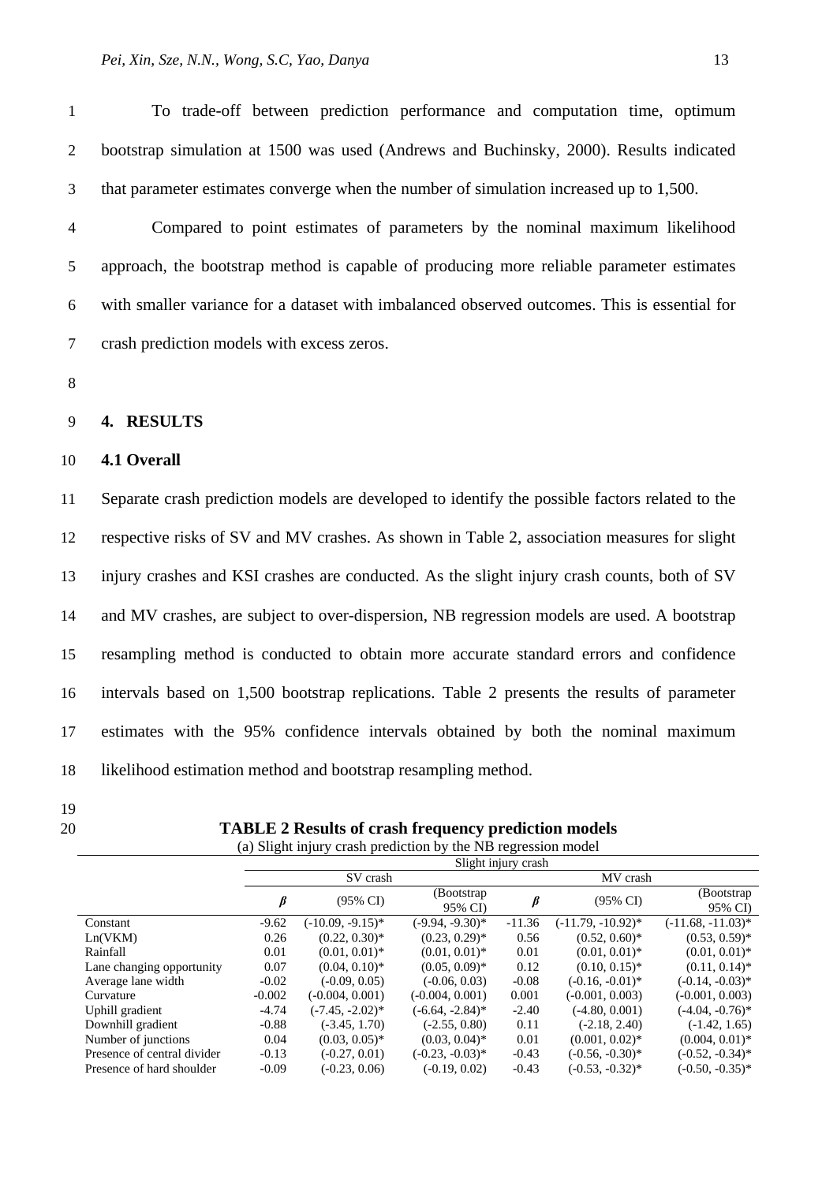To trade-off between prediction performance and computation time, optimum bootstrap simulation at 1500 was used (Andrews and Buchinsky, 2000). Results indicated that parameter estimates converge when the number of simulation increased up to 1,500.

Compared to point estimates of parameters by the nominal maximum likelihood approach, the bootstrap method is capable of producing more reliable parameter estimates with smaller variance for a dataset with imbalanced observed outcomes. This is essential for crash prediction models with excess zeros.

## 4. RESULTS

### 4.1 Overall

Separate crash prediction models are developed to identify the possible factors related to the respective risks of SV and MV crashes. As shown in Table 2, association measures for slight injury crashes and KSI crashes are conducted. As the slight injury crash counts, both of SV and MV crashes, are subject to over-dispersion, NB regression models are used. A bootstrap resampling method is conducted to obtain more accurate standard errors and confidence intervals based on 1,500 bootstrap replications. Table 2 presents the results of parameter estimates with the 95% confidence intervals obtained by both the nominal maximum likelihood estimation method and bootstrap resampling method.

**TABLE 2 Results of crash frequency prediction models**

(a) Slight injury crash prediction by the NB regression model

| | Slight injury crash | | | | | |
|---|---|---|---|---|---|---|
| | SV crash | | | MV crash | | |
| | $\beta$ | (95% CI) | (Bootstrap 95% CI) | $\beta$ | (95% CI) | (Bootstrap 95% CI) |
| Constant | -9.62 | (-10.09, -9.15)* | (-9.94, -9.30)* | -11.36 | (-11.79, -10.92)* | (-11.68, -11.03)* |
| Ln(VKM) | 0.26 | (0.22, 0.30)* | (0.23, 0.29)* | 0.56 | (0.52, 0.60)* | (0.53, 0.59)* |
| Rainfall | 0.01 | (0.01, 0.01)* | (0.01, 0.01)* | 0.01 | (0.01, 0.01)* | (0.01, 0.01)* |
| Lane changing opportunity | 0.07 | (0.04, 0.10)* | (0.05, 0.09)* | 0.12 | (0.10, 0.15)* | (0.11, 0.14)* |
| Average lane width | -0.02 | (-0.09, 0.05) | (-0.06, 0.03) | -0.08 | (-0.16, -0.01)* | (-0.14, -0.03)* |
| Curvature | -0.002 | (-0.004, 0.001) | (-0.004, 0.001) | 0.001 | (-0.001, 0.003) | (-0.001, 0.003) |
| Uphill gradient | -4.74 | (-7.45, -2.02)* | (-6.64, -2.84)* | -2.40 | (-4.80, 0.001) | (-4.04, -0.76)* |
| Downhill gradient | -0.88 | (-3.45, 1.70) | (-2.55, 0.80) | 0.11 | (-2.18, 2.40) | (-1.42, 1.65) |
| Number of junctions | 0.04 | (0.03, 0.05)* | (0.03, 0.04)* | 0.01 | (0.001, 0.02)* | (0.004, 0.01)* |
| Presence of central divider | -0.13 | (-0.27, 0.01) | (-0.23, -0.03)* | -0.43 | (-0.56, -0.30)* | (-0.52, -0.34)* |
| Presence of hard shoulder | -0.09 | (-0.23, 0.06) | (-0.19, 0.02) | -0.43 | (-0.53, -0.32)* | (-0.50, -0.35)* |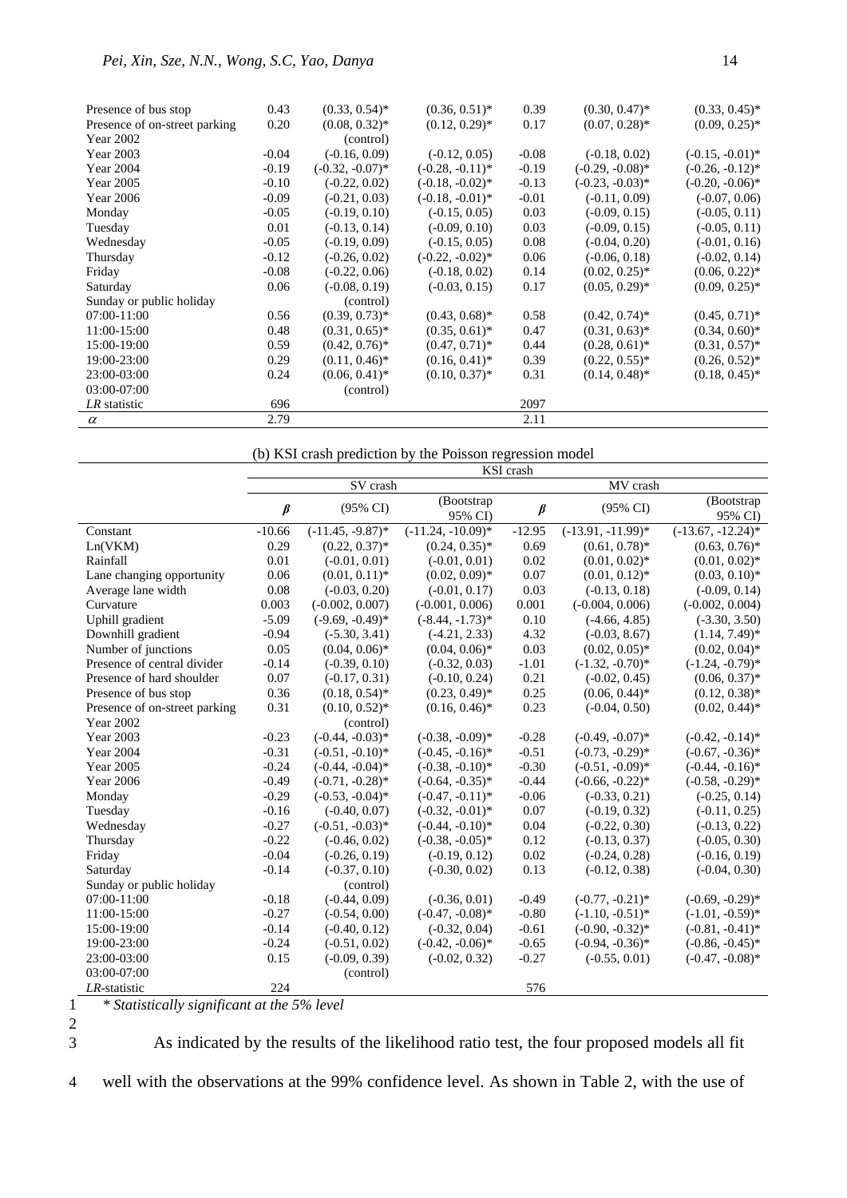| Presence of bus stop | 0.43 | (0.33, 0.54)* | (0.36, 0.51)* | 0.39 | (0.30, 0.47)* | (0.33, 0.45)* |
|---|---|---|---|---|---|---|
| Presence of on-street parking | 0.20 | (0.08, 0.32)* | (0.12, 0.29)* | 0.17 | (0.07, 0.28)* | (0.09, 0.25)* |
| Year 2002 | | (control) | | | | |
| Year 2003 | -0.04 | (-0.16, 0.09) | (-0.12, 0.05) | -0.08 | (-0.18, 0.02) | (-0.15, -0.01)* |
| Year 2004 | -0.19 | (-0.32, -0.07)* | (-0.28, -0.11)* | -0.19 | (-0.29, -0.08)* | (-0.26, -0.12)* |
| Year 2005 | -0.10 | (-0.22, 0.02) | (-0.18, -0.02)* | -0.13 | (-0.23, -0.03)* | (-0.20, -0.06)* |
| Year 2006 | -0.09 | (-0.21, 0.03) | (-0.18, -0.01)* | -0.01 | (-0.11, 0.09) | (-0.07, 0.06) |
| Monday | -0.05 | (-0.19, 0.10) | (-0.15, 0.05) | 0.03 | (-0.09, 0.15) | (-0.05, 0.11) |
| Tuesday | 0.01 | (-0.13, 0.14) | (-0.09, 0.10) | 0.03 | (-0.09, 0.15) | (-0.05, 0.11) |
| Wednesday | -0.05 | (-0.19, 0.09) | (-0.15, 0.05) | 0.08 | (-0.04, 0.20) | (-0.01, 0.16) |
| Thursday | -0.12 | (-0.26, 0.02) | (-0.22, -0.02)* | 0.06 | (-0.06, 0.18) | (-0.02, 0.14) |
| Friday | -0.08 | (-0.22, 0.06) | (-0.18, 0.02) | 0.14 | (0.02, 0.25)* | (0.06, 0.22)* |
| Saturday | 0.06 | (-0.08, 0.19) | (-0.03, 0.15) | 0.17 | (0.05, 0.29)* | (0.09, 0.25)* |
| Sunday or public holiday | | (control) | | | | |
| 07:00-11:00 | 0.56 | (0.39, 0.73)* | (0.43, 0.68)* | 0.58 | (0.42, 0.74)* | (0.45, 0.71)* |
| 11:00-15:00 | 0.48 | (0.31, 0.65)* | (0.35, 0.61)* | 0.47 | (0.31, 0.63)* | (0.34, 0.60)* |
| 15:00-19:00 | 0.59 | (0.42, 0.76)* | (0.47, 0.71)* | 0.44 | (0.28, 0.61)* | (0.31, 0.57)* |
| 19:00-23:00 | 0.29 | (0.11, 0.46)* | (0.16, 0.41)* | 0.39 | (0.22, 0.55)* | (0.26, 0.52)* |
| 23:00-03:00 | 0.24 | (0.06, 0.41)* | (0.10, 0.37)* | 0.31 | (0.14, 0.48)* | (0.18, 0.45)* |
| 03:00-07:00 | | (control) | | | | |
| *LR* statistic | 696 | | | 2097 | | |
| $\alpha$ | 2.79 | | | 2.11 | | |

(b) KSI crash prediction by the Poisson regression model

| | KSI crash | | | | | |
|---|---|---|---|---|---|---|
| | SV crash | | | MV crash | | |
| | $\beta$ | (95% CI) | (Bootstrap 95% CI) | $\beta$ | (95% CI) | (Bootstrap 95% CI) |
| Constant | -10.66 | (-11.45, -9.87)* | (-11.24, -10.09)* | -12.95 | (-13.91, -11.99)* | (-13.67, -12.24)* |
| Ln(VKM) | 0.29 | (0.22, 0.37)* | (0.24, 0.35)* | 0.69 | (0.61, 0.78)* | (0.63, 0.76)* |
| Rainfall | 0.01 | (-0.01, 0.01) | (-0.01, 0.01) | 0.02 | (0.01, 0.02)* | (0.01, 0.02)* |
| Lane changing opportunity | 0.06 | (0.01, 0.11)* | (0.02, 0.09)* | 0.07 | (0.01, 0.12)* | (0.03, 0.10)* |
| Average lane width | 0.08 | (-0.03, 0.20) | (-0.01, 0.17) | 0.03 | (-0.13, 0.18) | (-0.09, 0.14) |
| Curvature | 0.003 | (-0.002, 0.007) | (-0.001, 0.006) | 0.001 | (-0.004, 0.006) | (-0.002, 0.004) |
| Uphill gradient | -5.09 | (-9.69, -0.49)* | (-8.44, -1.73)* | 0.10 | (-4.66, 4.85) | (-3.30, 3.50) |
| Downhill gradient | -0.94 | (-5.30, 3.41) | (-4.21, 2.33) | 4.32 | (-0.03, 8.67) | (1.14, 7.49)* |
| Number of junctions | 0.05 | (0.04, 0.06)* | (0.04, 0.06)* | 0.03 | (0.02, 0.05)* | (0.02, 0.04)* |
| Presence of central divider | -0.14 | (-0.39, 0.10) | (-0.32, 0.03) | -1.01 | (-1.32, -0.70)* | (-1.24, -0.79)* |
| Presence of hard shoulder | 0.07 | (-0.17, 0.31) | (-0.10, 0.24) | 0.21 | (-0.02, 0.45) | (0.06, 0.37)* |
| Presence of bus stop | 0.36 | (0.18, 0.54)* | (0.23, 0.49)* | 0.25 | (0.06, 0.44)* | (0.12, 0.38)* |
| Presence of on-street parking | 0.31 | (0.10, 0.52)* | (0.16, 0.46)* | 0.23 | (-0.04, 0.50) | (0.02, 0.44)* |
| Year 2002 | | (control) | | | | |
| Year 2003 | -0.23 | (-0.44, -0.03)* | (-0.38, -0.09)* | -0.28 | (-0.49, -0.07)* | (-0.42, -0.14)* |
| Year 2004 | -0.31 | (-0.51, -0.10)* | (-0.45, -0.16)* | -0.51 | (-0.73, -0.29)* | (-0.67, -0.36)* |
| Year 2005 | -0.24 | (-0.44, -0.04)* | (-0.38, -0.10)* | -0.30 | (-0.51, -0.09)* | (-0.44, -0.16)* |
| Year 2006 | -0.49 | (-0.71, -0.28)* | (-0.64, -0.35)* | -0.44 | (-0.66, -0.22)* | (-0.58, -0.29)* |
| Monday | -0.29 | (-0.53, -0.04)* | (-0.47, -0.11)* | -0.06 | (-0.33, 0.21) | (-0.25, 0.14) |
| Tuesday | -0.16 | (-0.40, 0.07) | (-0.32, -0.01)* | 0.07 | (-0.19, 0.32) | (-0.11, 0.25) |
| Wednesday | -0.27 | (-0.51, -0.03)* | (-0.44, -0.10)* | 0.04 | (-0.22, 0.30) | (-0.13, 0.22) |
| Thursday | -0.22 | (-0.46, 0.02) | (-0.38, -0.05)* | 0.12 | (-0.13, 0.37) | (-0.05, 0.30) |
| Friday | -0.04 | (-0.26, 0.19) | (-0.19, 0.12) | 0.02 | (-0.24, 0.28) | (-0.16, 0.19) |
| Saturday | -0.14 | (-0.37, 0.10) | (-0.30, 0.02) | 0.13 | (-0.12, 0.38) | (-0.04, 0.30) |
| Sunday or public holiday | | (control) | | | | |
| 07:00-11:00 | -0.18 | (-0.44, 0.09) | (-0.36, 0.01) | -0.49 | (-0.77, -0.21)* | (-0.69, -0.29)* |
| 11:00-15:00 | -0.27 | (-0.54, 0.00) | (-0.47, -0.08)* | -0.80 | (-1.10, -0.51)* | (-1.01, -0.59)* |
| 15:00-19:00 | -0.14 | (-0.40, 0.12) | (-0.32, 0.04) | -0.61 | (-0.90, -0.32)* | (-0.81, -0.41)* |
| 19:00-23:00 | -0.24 | (-0.51, 0.02) | (-0.42, -0.06)* | -0.65 | (-0.94, -0.36)* | (-0.86, -0.45)* |
| 23:00-03:00 | 0.15 | (-0.09, 0.39) | (-0.02, 0.32) | -0.27 | (-0.55, 0.01) | (-0.47, -0.08)* |
| 03:00-07:00 | | (control) | | | | |
| *LR*-statistic | 224 | | | 576 | | |

*\* Statistically significant at the 5% level*

As indicated by the results of the likelihood ratio test, the four proposed models all fit well with the observations at the 99% confidence level. As shown in Table 2, with the use of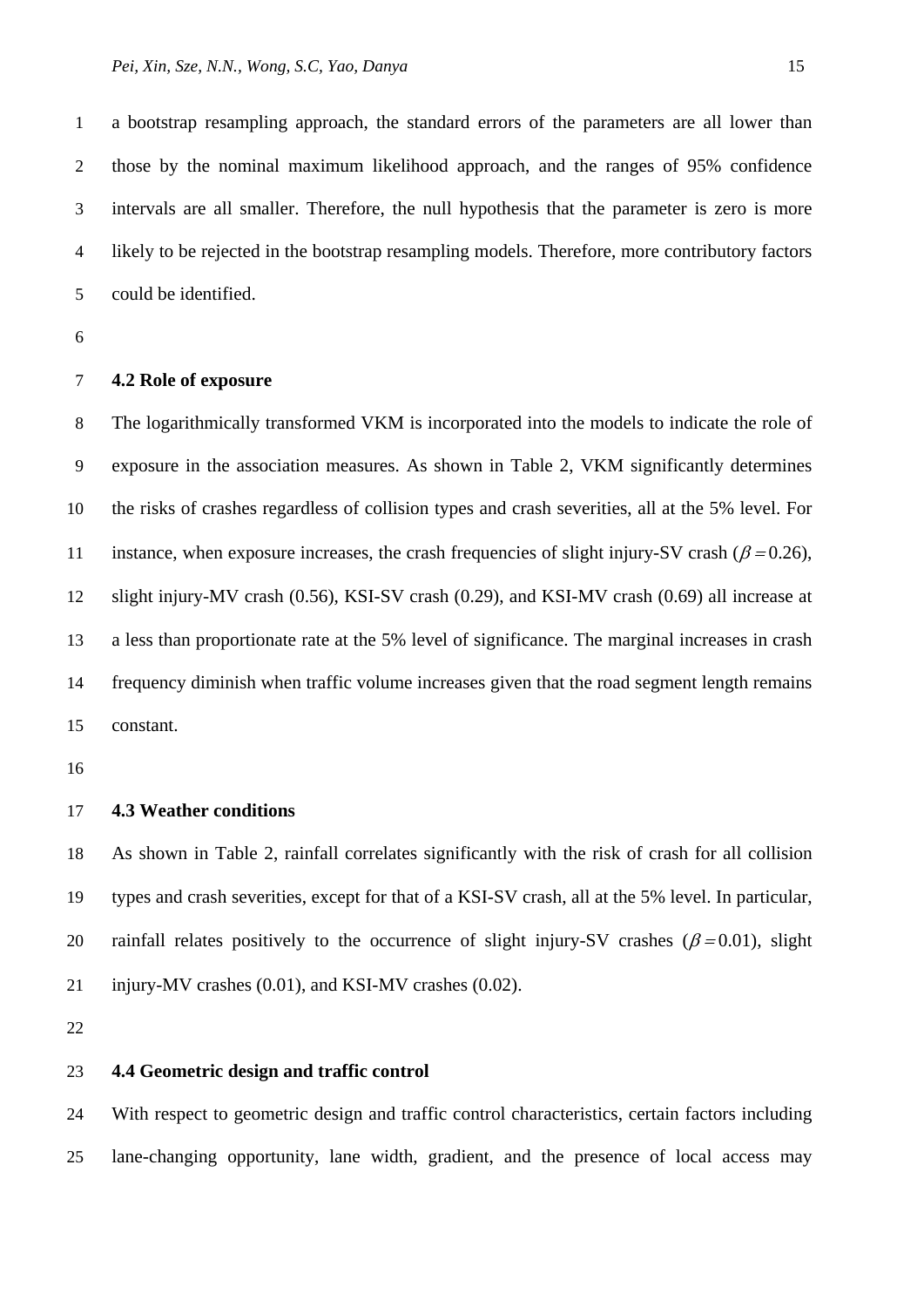a bootstrap resampling approach, the standard errors of the parameters are all lower than those by the nominal maximum likelihood approach, and the ranges of 95% confidence intervals are all smaller. Therefore, the null hypothesis that the parameter is zero is more likely to be rejected in the bootstrap resampling models. Therefore, more contributory factors could be identified.

### 4.2 Role of exposure

The logarithmically transformed VKM is incorporated into the models to indicate the role of exposure in the association measures. As shown in Table 2, VKM significantly determines the risks of crashes regardless of collision types and crash severities, all at the 5% level. For instance, when exposure increases, the crash frequencies of slight injury-SV crash ($\beta = 0.26$), slight injury-MV crash (0.56), KSI-SV crash (0.29), and KSI-MV crash (0.69) all increase at a less than proportionate rate at the 5% level of significance. The marginal increases in crash frequency diminish when traffic volume increases given that the road segment length remains constant.

### 4.3 Weather conditions

As shown in Table 2, rainfall correlates significantly with the risk of crash for all collision types and crash severities, except for that of a KSI-SV crash, all at the 5% level. In particular, rainfall relates positively to the occurrence of slight injury-SV crashes ($\beta = 0.01$), slight injury-MV crashes (0.01), and KSI-MV crashes (0.02).

### 4.4 Geometric design and traffic control

With respect to geometric design and traffic control characteristics, certain factors including lane-changing opportunity, lane width, gradient, and the presence of local access may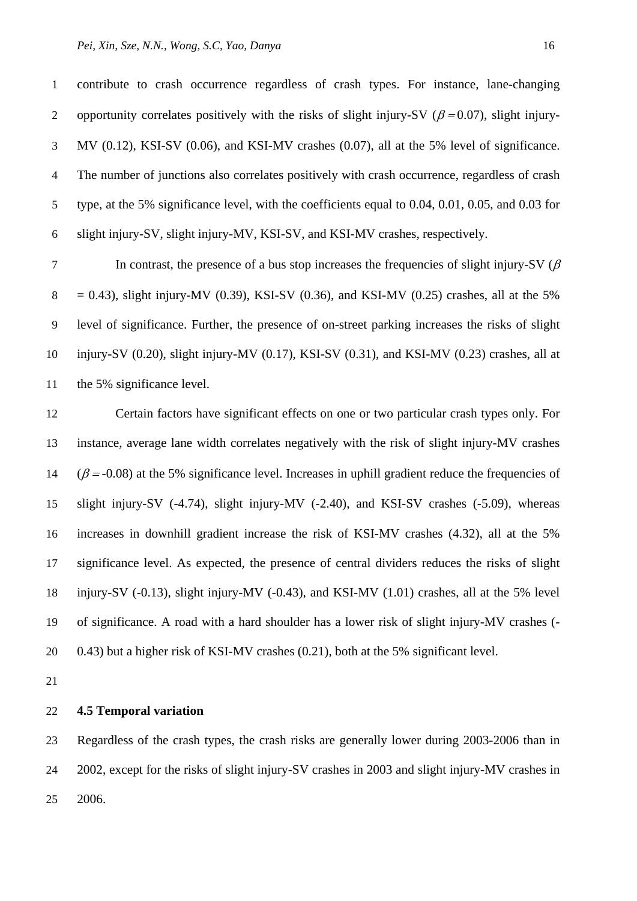contribute to crash occurrence regardless of crash types. For instance, lane-changing opportunity correlates positively with the risks of slight injury-SV ($\beta = 0.07$), slight injury-MV (0.12), KSI-SV (0.06), and KSI-MV crashes (0.07), all at the 5% level of significance. The number of junctions also correlates positively with crash occurrence, regardless of crash type, at the 5% significance level, with the coefficients equal to 0.04, 0.01, 0.05, and 0.03 for slight injury-SV, slight injury-MV, KSI-SV, and KSI-MV crashes, respectively.

In contrast, the presence of a bus stop increases the frequencies of slight injury-SV ($\beta$ = 0.43), slight injury-MV (0.39), KSI-SV (0.36), and KSI-MV (0.25) crashes, all at the 5% level of significance. Further, the presence of on-street parking increases the risks of slight injury-SV (0.20), slight injury-MV (0.17), KSI-SV (0.31), and KSI-MV (0.23) crashes, all at the 5% significance level.

Certain factors have significant effects on one or two particular crash types only. For instance, average lane width correlates negatively with the risk of slight injury-MV crashes ($\beta = $-0.08) at the 5% significance level. Increases in uphill gradient reduce the frequencies of slight injury-SV (-4.74), slight injury-MV (-2.40), and KSI-SV crashes (-5.09), whereas increases in downhill gradient increase the risk of KSI-MV crashes (4.32), all at the 5% significance level. As expected, the presence of central dividers reduces the risks of slight injury-SV (-0.13), slight injury-MV (-0.43), and KSI-MV (1.01) crashes, all at the 5% level of significance. A road with a hard shoulder has a lower risk of slight injury-MV crashes (-0.43) but a higher risk of KSI-MV crashes (0.21), both at the 5% significant level.

**4.5 Temporal variation**

Regardless of the crash types, the crash risks are generally lower during 2003-2006 than in 2002, except for the risks of slight injury-SV crashes in 2003 and slight injury-MV crashes in 2006.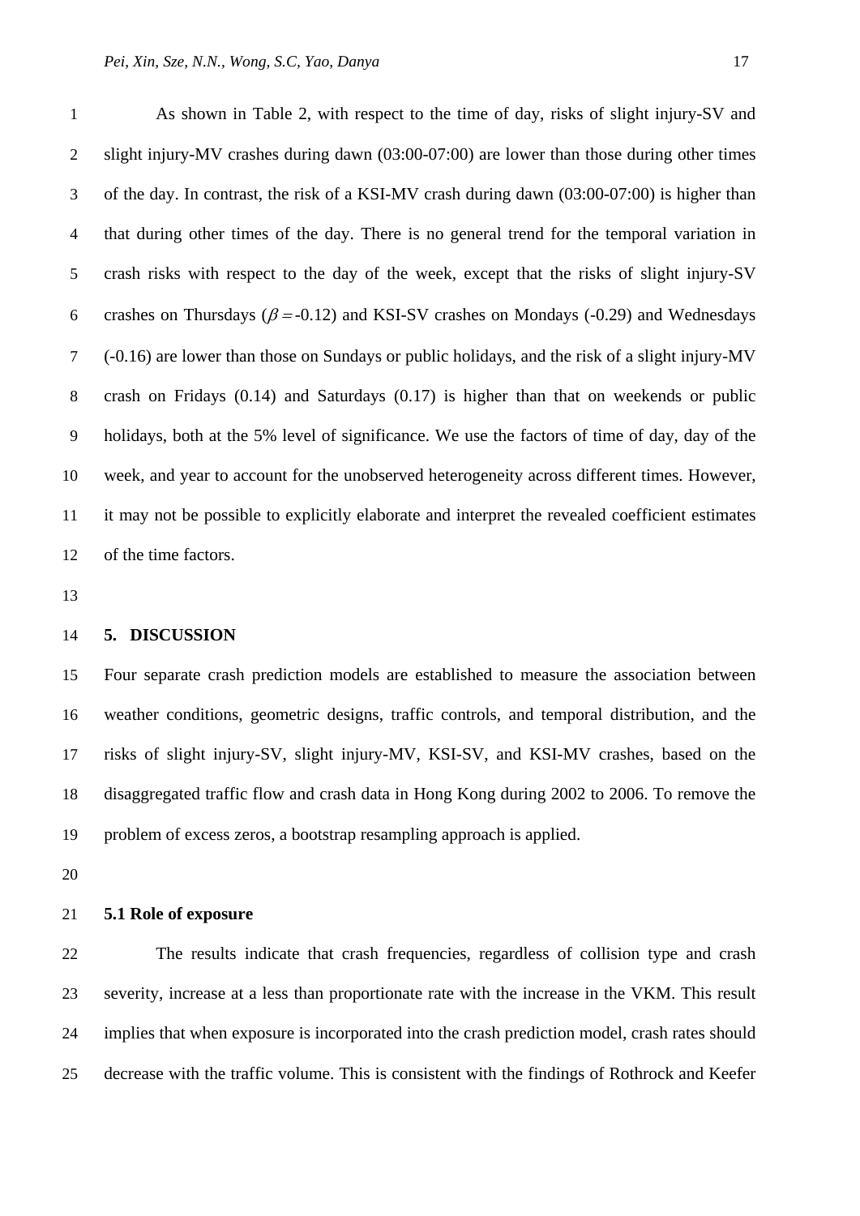As shown in Table 2, with respect to the time of day, risks of slight injury-SV and slight injury-MV crashes during dawn (03:00-07:00) are lower than those during other times of the day. In contrast, the risk of a KSI-MV crash during dawn (03:00-07:00) is higher than that during other times of the day. There is no general trend for the temporal variation in crash risks with respect to the day of the week, except that the risks of slight injury-SV crashes on Thursdays ($\beta = $-0.12) and KSI-SV crashes on Mondays (-0.29) and Wednesdays (-0.16) are lower than those on Sundays or public holidays, and the risk of a slight injury-MV crash on Fridays (0.14) and Saturdays (0.17) is higher than that on weekends or public holidays, both at the 5% level of significance. We use the factors of time of day, day of the week, and year to account for the unobserved heterogeneity across different times. However, it may not be possible to explicitly elaborate and interpret the revealed coefficient estimates of the time factors.

## 5. DISCUSSION

Four separate crash prediction models are established to measure the association between weather conditions, geometric designs, traffic controls, and temporal distribution, and the risks of slight injury-SV, slight injury-MV, KSI-SV, and KSI-MV crashes, based on the disaggregated traffic flow and crash data in Hong Kong during 2002 to 2006. To remove the problem of excess zeros, a bootstrap resampling approach is applied.

### 5.1 Role of exposure

The results indicate that crash frequencies, regardless of collision type and crash severity, increase at a less than proportionate rate with the increase in the VKM. This result implies that when exposure is incorporated into the crash prediction model, crash rates should decrease with the traffic volume. This is consistent with the findings of Rothrock and Keefer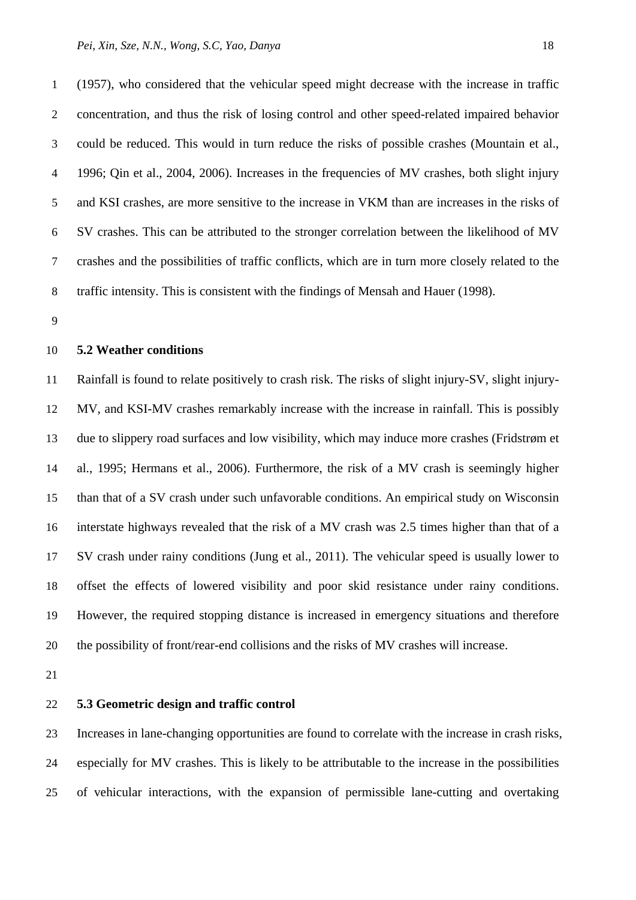(1957), who considered that the vehicular speed might decrease with the increase in traffic concentration, and thus the risk of losing control and other speed-related impaired behavior could be reduced. This would in turn reduce the risks of possible crashes (Mountain et al., 1996; Qin et al., 2004, 2006). Increases in the frequencies of MV crashes, both slight injury and KSI crashes, are more sensitive to the increase in VKM than are increases in the risks of SV crashes. This can be attributed to the stronger correlation between the likelihood of MV crashes and the possibilities of traffic conflicts, which are in turn more closely related to the traffic intensity. This is consistent with the findings of Mensah and Hauer (1998).

### 5.2 Weather conditions

Rainfall is found to relate positively to crash risk. The risks of slight injury-SV, slight injury-MV, and KSI-MV crashes remarkably increase with the increase in rainfall. This is possibly due to slippery road surfaces and low visibility, which may induce more crashes (Fridstrøm et al., 1995; Hermans et al., 2006). Furthermore, the risk of a MV crash is seemingly higher than that of a SV crash under such unfavorable conditions. An empirical study on Wisconsin interstate highways revealed that the risk of a MV crash was 2.5 times higher than that of a SV crash under rainy conditions (Jung et al., 2011). The vehicular speed is usually lower to offset the effects of lowered visibility and poor skid resistance under rainy conditions. However, the required stopping distance is increased in emergency situations and therefore the possibility of front/rear-end collisions and the risks of MV crashes will increase.

### 5.3 Geometric design and traffic control

Increases in lane-changing opportunities are found to correlate with the increase in crash risks, especially for MV crashes. This is likely to be attributable to the increase in the possibilities of vehicular interactions, with the expansion of permissible lane-cutting and overtaking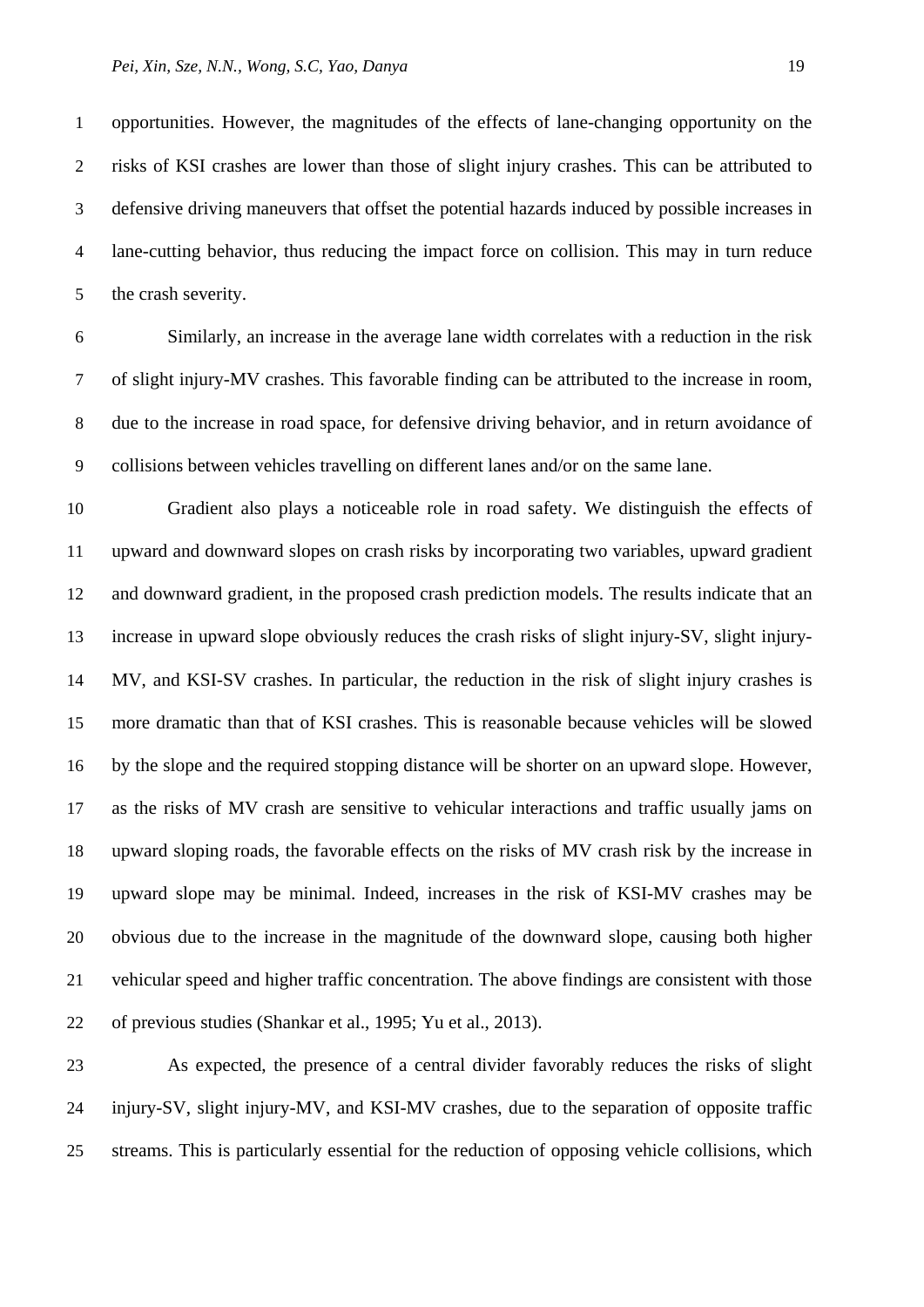opportunities. However, the magnitudes of the effects of lane-changing opportunity on the risks of KSI crashes are lower than those of slight injury crashes. This can be attributed to defensive driving maneuvers that offset the potential hazards induced by possible increases in lane-cutting behavior, thus reducing the impact force on collision. This may in turn reduce the crash severity.

Similarly, an increase in the average lane width correlates with a reduction in the risk of slight injury-MV crashes. This favorable finding can be attributed to the increase in room, due to the increase in road space, for defensive driving behavior, and in return avoidance of collisions between vehicles travelling on different lanes and/or on the same lane.

Gradient also plays a noticeable role in road safety. We distinguish the effects of upward and downward slopes on crash risks by incorporating two variables, upward gradient and downward gradient, in the proposed crash prediction models. The results indicate that an increase in upward slope obviously reduces the crash risks of slight injury-SV, slight injury-MV, and KSI-SV crashes. In particular, the reduction in the risk of slight injury crashes is more dramatic than that of KSI crashes. This is reasonable because vehicles will be slowed by the slope and the required stopping distance will be shorter on an upward slope. However, as the risks of MV crash are sensitive to vehicular interactions and traffic usually jams on upward sloping roads, the favorable effects on the risks of MV crash risk by the increase in upward slope may be minimal. Indeed, increases in the risk of KSI-MV crashes may be obvious due to the increase in the magnitude of the downward slope, causing both higher vehicular speed and higher traffic concentration. The above findings are consistent with those of previous studies (Shankar et al., 1995; Yu et al., 2013).

As expected, the presence of a central divider favorably reduces the risks of slight injury-SV, slight injury-MV, and KSI-MV crashes, due to the separation of opposite traffic streams. This is particularly essential for the reduction of opposing vehicle collisions, which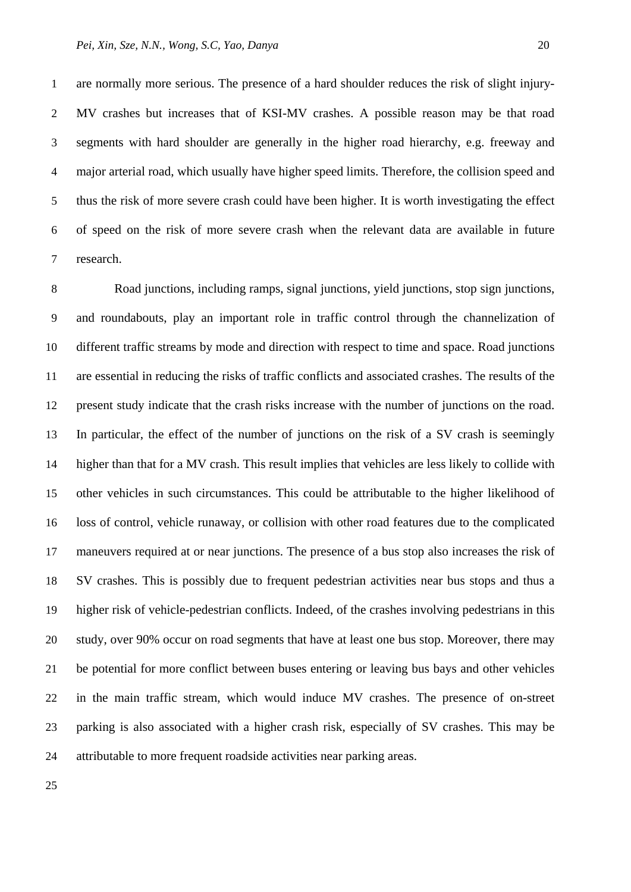are normally more serious. The presence of a hard shoulder reduces the risk of slight injury-MV crashes but increases that of KSI-MV crashes. A possible reason may be that road segments with hard shoulder are generally in the higher road hierarchy, e.g. freeway and major arterial road, which usually have higher speed limits. Therefore, the collision speed and thus the risk of more severe crash could have been higher. It is worth investigating the effect of speed on the risk of more severe crash when the relevant data are available in future research.

Road junctions, including ramps, signal junctions, yield junctions, stop sign junctions, and roundabouts, play an important role in traffic control through the channelization of different traffic streams by mode and direction with respect to time and space. Road junctions are essential in reducing the risks of traffic conflicts and associated crashes. The results of the present study indicate that the crash risks increase with the number of junctions on the road. In particular, the effect of the number of junctions on the risk of a SV crash is seemingly higher than that for a MV crash. This result implies that vehicles are less likely to collide with other vehicles in such circumstances. This could be attributable to the higher likelihood of loss of control, vehicle runaway, or collision with other road features due to the complicated maneuvers required at or near junctions. The presence of a bus stop also increases the risk of SV crashes. This is possibly due to frequent pedestrian activities near bus stops and thus a higher risk of vehicle-pedestrian conflicts. Indeed, of the crashes involving pedestrians in this study, over 90% occur on road segments that have at least one bus stop. Moreover, there may be potential for more conflict between buses entering or leaving bus bays and other vehicles in the main traffic stream, which would induce MV crashes. The presence of on-street parking is also associated with a higher crash risk, especially of SV crashes. This may be attributable to more frequent roadside activities near parking areas.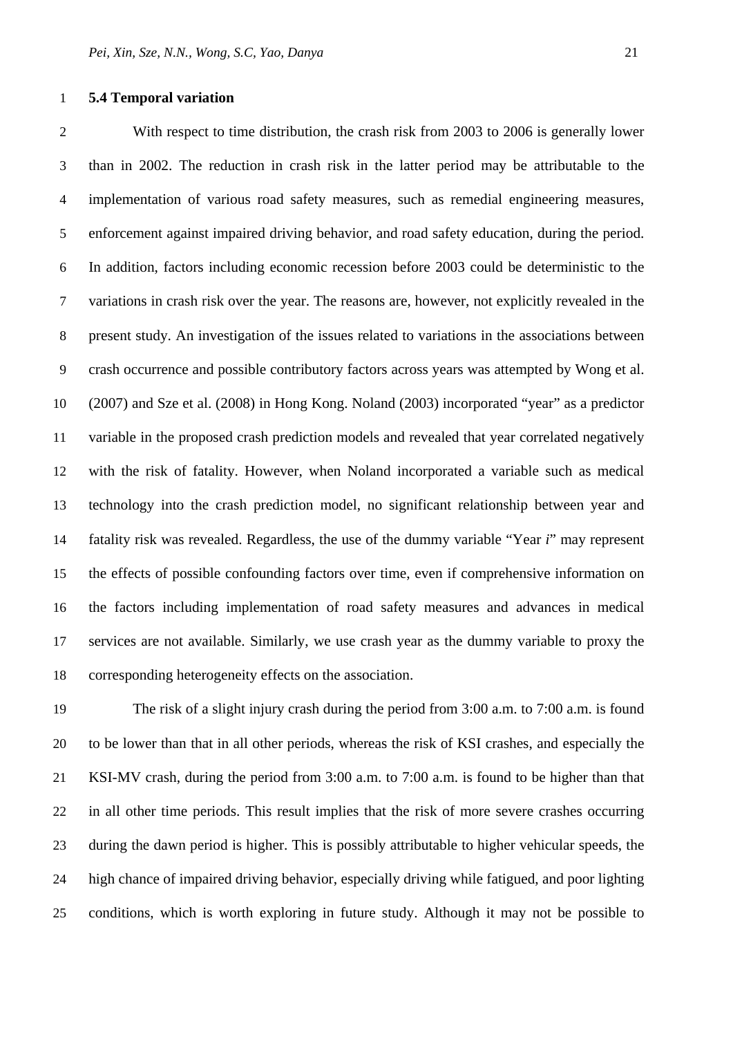### 5.4 Temporal variation

With respect to time distribution, the crash risk from 2003 to 2006 is generally lower than in 2002. The reduction in crash risk in the latter period may be attributable to the implementation of various road safety measures, such as remedial engineering measures, enforcement against impaired driving behavior, and road safety education, during the period. In addition, factors including economic recession before 2003 could be deterministic to the variations in crash risk over the year. The reasons are, however, not explicitly revealed in the present study. An investigation of the issues related to variations in the associations between crash occurrence and possible contributory factors across years was attempted by Wong et al. (2007) and Sze et al. (2008) in Hong Kong. Noland (2003) incorporated "year" as a predictor variable in the proposed crash prediction models and revealed that year correlated negatively with the risk of fatality. However, when Noland incorporated a variable such as medical technology into the crash prediction model, no significant relationship between year and fatality risk was revealed. Regardless, the use of the dummy variable "Year *i*" may represent the effects of possible confounding factors over time, even if comprehensive information on the factors including implementation of road safety measures and advances in medical services are not available. Similarly, we use crash year as the dummy variable to proxy the corresponding heterogeneity effects on the association.

The risk of a slight injury crash during the period from 3:00 a.m. to 7:00 a.m. is found to be lower than that in all other periods, whereas the risk of KSI crashes, and especially the KSI-MV crash, during the period from 3:00 a.m. to 7:00 a.m. is found to be higher than that in all other time periods. This result implies that the risk of more severe crashes occurring during the dawn period is higher. This is possibly attributable to higher vehicular speeds, the high chance of impaired driving behavior, especially driving while fatigued, and poor lighting conditions, which is worth exploring in future study. Although it may not be possible to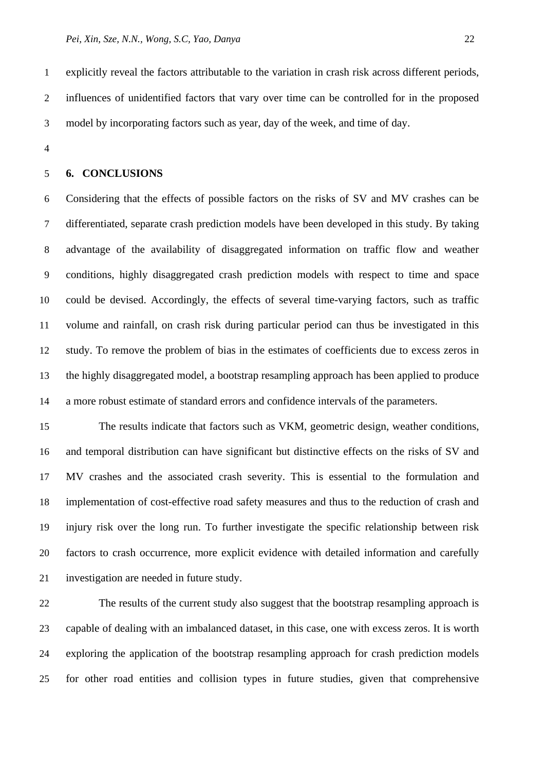explicitly reveal the factors attributable to the variation in crash risk across different periods, influences of unidentified factors that vary over time can be controlled for in the proposed model by incorporating factors such as year, day of the week, and time of day.

## 6. CONCLUSIONS

Considering that the effects of possible factors on the risks of SV and MV crashes can be differentiated, separate crash prediction models have been developed in this study. By taking advantage of the availability of disaggregated information on traffic flow and weather conditions, highly disaggregated crash prediction models with respect to time and space could be devised. Accordingly, the effects of several time-varying factors, such as traffic volume and rainfall, on crash risk during particular period can thus be investigated in this study. To remove the problem of bias in the estimates of coefficients due to excess zeros in the highly disaggregated model, a bootstrap resampling approach has been applied to produce a more robust estimate of standard errors and confidence intervals of the parameters.

The results indicate that factors such as VKM, geometric design, weather conditions, and temporal distribution can have significant but distinctive effects on the risks of SV and MV crashes and the associated crash severity. This is essential to the formulation and implementation of cost-effective road safety measures and thus to the reduction of crash and injury risk over the long run. To further investigate the specific relationship between risk factors to crash occurrence, more explicit evidence with detailed information and carefully investigation are needed in future study.

The results of the current study also suggest that the bootstrap resampling approach is capable of dealing with an imbalanced dataset, in this case, one with excess zeros. It is worth exploring the application of the bootstrap resampling approach for crash prediction models for other road entities and collision types in future studies, given that comprehensive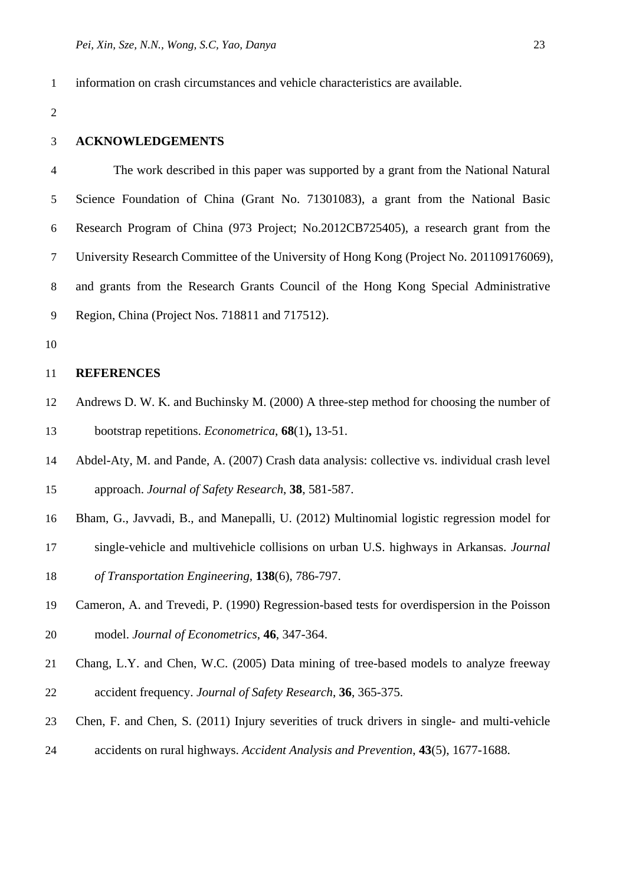information on crash circumstances and vehicle characteristics are available.

## ACKNOWLEDGEMENTS

The work described in this paper was supported by a grant from the National Natural Science Foundation of China (Grant No. 71301083), a grant from the National Basic Research Program of China (973 Project; No.2012CB725405), a research grant from the University Research Committee of the University of Hong Kong (Project No. 201109176069), and grants from the Research Grants Council of the Hong Kong Special Administrative Region, China (Project Nos. 718811 and 717512).

## REFERENCES

Andrews D. W. K. and Buchinsky M. (2000) A three-step method for choosing the number of bootstrap repetitions. *Econometrica*, **68**(1)**,** 13-51.

Abdel-Aty, M. and Pande, A. (2007) Crash data analysis: collective vs. individual crash level approach. *Journal of Safety Research*, **38**, 581-587.

Bham, G., Javvadi, B., and Manepalli, U. (2012) Multinomial logistic regression model for single-vehicle and multivehicle collisions on urban U.S. highways in Arkansas. *Journal of Transportation Engineering*, **138**(6), 786-797.

Cameron, A. and Trevedi, P. (1990) Regression-based tests for overdispersion in the Poisson model. *Journal of Econometrics*, **46**, 347-364.

Chang, L.Y. and Chen, W.C. (2005) Data mining of tree-based models to analyze freeway accident frequency. *Journal of Safety Research*, **36**, 365-375.

Chen, F. and Chen, S. (2011) Injury severities of truck drivers in single- and multi-vehicle accidents on rural highways. *Accident Analysis and Prevention*, **43**(5), 1677-1688.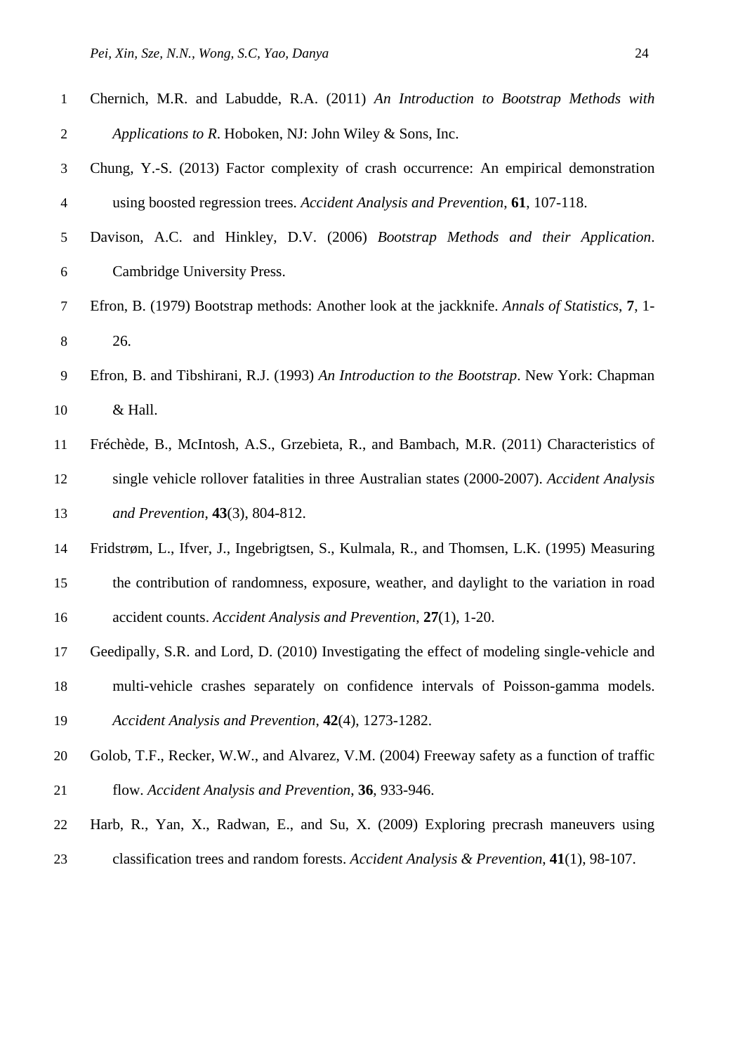Chernich, M.R. and Labudde, R.A. (2011) *An Introduction to Bootstrap Methods with Applications to R*. Hoboken, NJ: John Wiley & Sons, Inc.

Chung, Y.-S. (2013) Factor complexity of crash occurrence: An empirical demonstration using boosted regression trees. *Accident Analysis and Prevention*, **61**, 107-118.

Davison, A.C. and Hinkley, D.V. (2006) *Bootstrap Methods and their Application*. Cambridge University Press.

Efron, B. (1979) Bootstrap methods: Another look at the jackknife. *Annals of Statistics*, **7**, 1-26.

Efron, B. and Tibshirani, R.J. (1993) *An Introduction to the Bootstrap*. New York: Chapman & Hall.

Fréchède, B., McIntosh, A.S., Grzebieta, R., and Bambach, M.R. (2011) Characteristics of single vehicle rollover fatalities in three Australian states (2000-2007). *Accident Analysis and Prevention*, **43**(3), 804-812.

Fridstrøm, L., Ifver, J., Ingebrigtsen, S., Kulmala, R., and Thomsen, L.K. (1995) Measuring the contribution of randomness, exposure, weather, and daylight to the variation in road accident counts. *Accident Analysis and Prevention*, **27**(1), 1-20.

Geedipally, S.R. and Lord, D. (2010) Investigating the effect of modeling single-vehicle and multi-vehicle crashes separately on confidence intervals of Poisson-gamma models. *Accident Analysis and Prevention*, **42**(4), 1273-1282.

Golob, T.F., Recker, W.W., and Alvarez, V.M. (2004) Freeway safety as a function of traffic flow. *Accident Analysis and Prevention*, **36**, 933-946.

Harb, R., Yan, X., Radwan, E., and Su, X. (2009) Exploring precrash maneuvers using classification trees and random forests. *Accident Analysis & Prevention*, **41**(1), 98-107.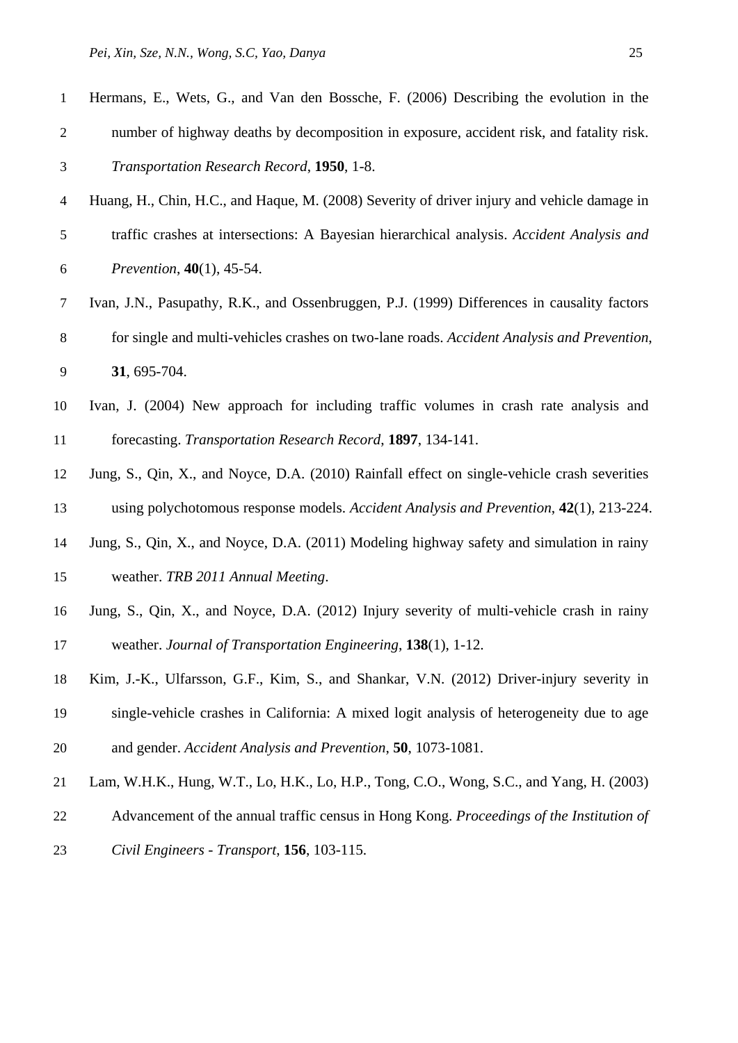Hermans, E., Wets, G., and Van den Bossche, F. (2006) Describing the evolution in the number of highway deaths by decomposition in exposure, accident risk, and fatality risk. *Transportation Research Record*, **1950**, 1-8.

Huang, H., Chin, H.C., and Haque, M. (2008) Severity of driver injury and vehicle damage in traffic crashes at intersections: A Bayesian hierarchical analysis. *Accident Analysis and Prevention*, **40**(1), 45-54.

Ivan, J.N., Pasupathy, R.K., and Ossenbruggen, P.J. (1999) Differences in causality factors for single and multi-vehicles crashes on two-lane roads. *Accident Analysis and Prevention*, **31**, 695-704.

Ivan, J. (2004) New approach for including traffic volumes in crash rate analysis and forecasting. *Transportation Research Record*, **1897**, 134-141.

Jung, S., Qin, X., and Noyce, D.A. (2010) Rainfall effect on single-vehicle crash severities using polychotomous response models. *Accident Analysis and Prevention*, **42**(1), 213-224.

Jung, S., Qin, X., and Noyce, D.A. (2011) Modeling highway safety and simulation in rainy weather. *TRB 2011 Annual Meeting*.

Jung, S., Qin, X., and Noyce, D.A. (2012) Injury severity of multi-vehicle crash in rainy weather. *Journal of Transportation Engineering*, **138**(1), 1-12.

Kim, J.-K., Ulfarsson, G.F., Kim, S., and Shankar, V.N. (2012) Driver-injury severity in single-vehicle crashes in California: A mixed logit analysis of heterogeneity due to age and gender. *Accident Analysis and Prevention*, **50**, 1073-1081.

Lam, W.H.K., Hung, W.T., Lo, H.K., Lo, H.P., Tong, C.O., Wong, S.C., and Yang, H. (2003) Advancement of the annual traffic census in Hong Kong. *Proceedings of the Institution of Civil Engineers - Transport*, **156**, 103-115.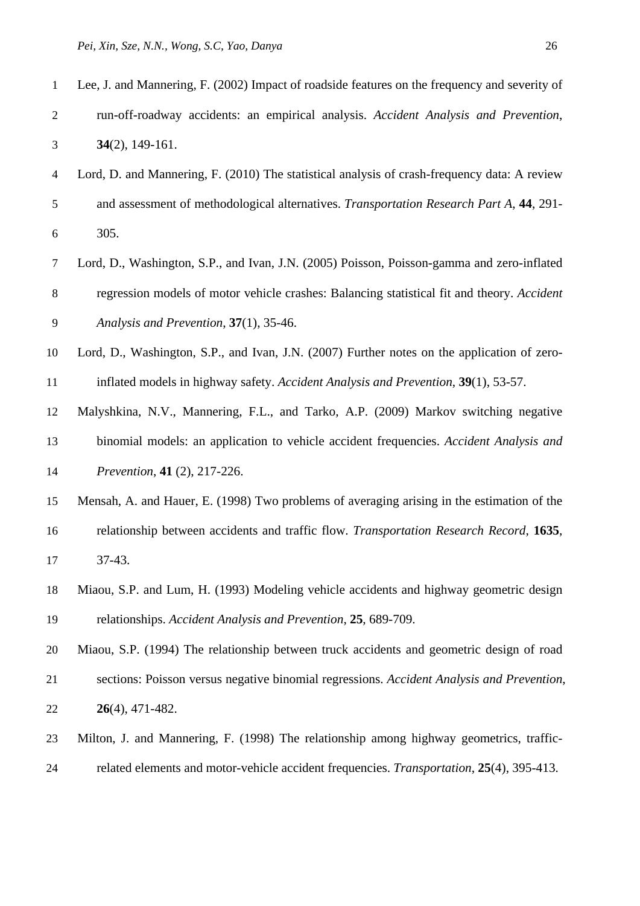Lee, J. and Mannering, F. (2002) Impact of roadside features on the frequency and severity of run-off-roadway accidents: an empirical analysis. *Accident Analysis and Prevention*, **34**(2), 149-161.

Lord, D. and Mannering, F. (2010) The statistical analysis of crash-frequency data: A review and assessment of methodological alternatives. *Transportation Research Part A*, **44**, 291-305.

Lord, D., Washington, S.P., and Ivan, J.N. (2005) Poisson, Poisson-gamma and zero-inflated regression models of motor vehicle crashes: Balancing statistical fit and theory. *Accident Analysis and Prevention*, **37**(1), 35-46.

Lord, D., Washington, S.P., and Ivan, J.N. (2007) Further notes on the application of zero-inflated models in highway safety. *Accident Analysis and Prevention*, **39**(1), 53-57.

Malyshkina, N.V., Mannering, F.L., and Tarko, A.P. (2009) Markov switching negative binomial models: an application to vehicle accident frequencies. *Accident Analysis and Prevention*, **41** (2), 217-226.

Mensah, A. and Hauer, E. (1998) Two problems of averaging arising in the estimation of the relationship between accidents and traffic flow. *Transportation Research Record*, **1635**, 37-43.

Miaou, S.P. and Lum, H. (1993) Modeling vehicle accidents and highway geometric design relationships. *Accident Analysis and Prevention*, **25**, 689-709.

Miaou, S.P. (1994) The relationship between truck accidents and geometric design of road sections: Poisson versus negative binomial regressions. *Accident Analysis and Prevention*, **26**(4), 471-482.

Milton, J. and Mannering, F. (1998) The relationship among highway geometrics, traffic-related elements and motor-vehicle accident frequencies. *Transportation*, **25**(4), 395-413.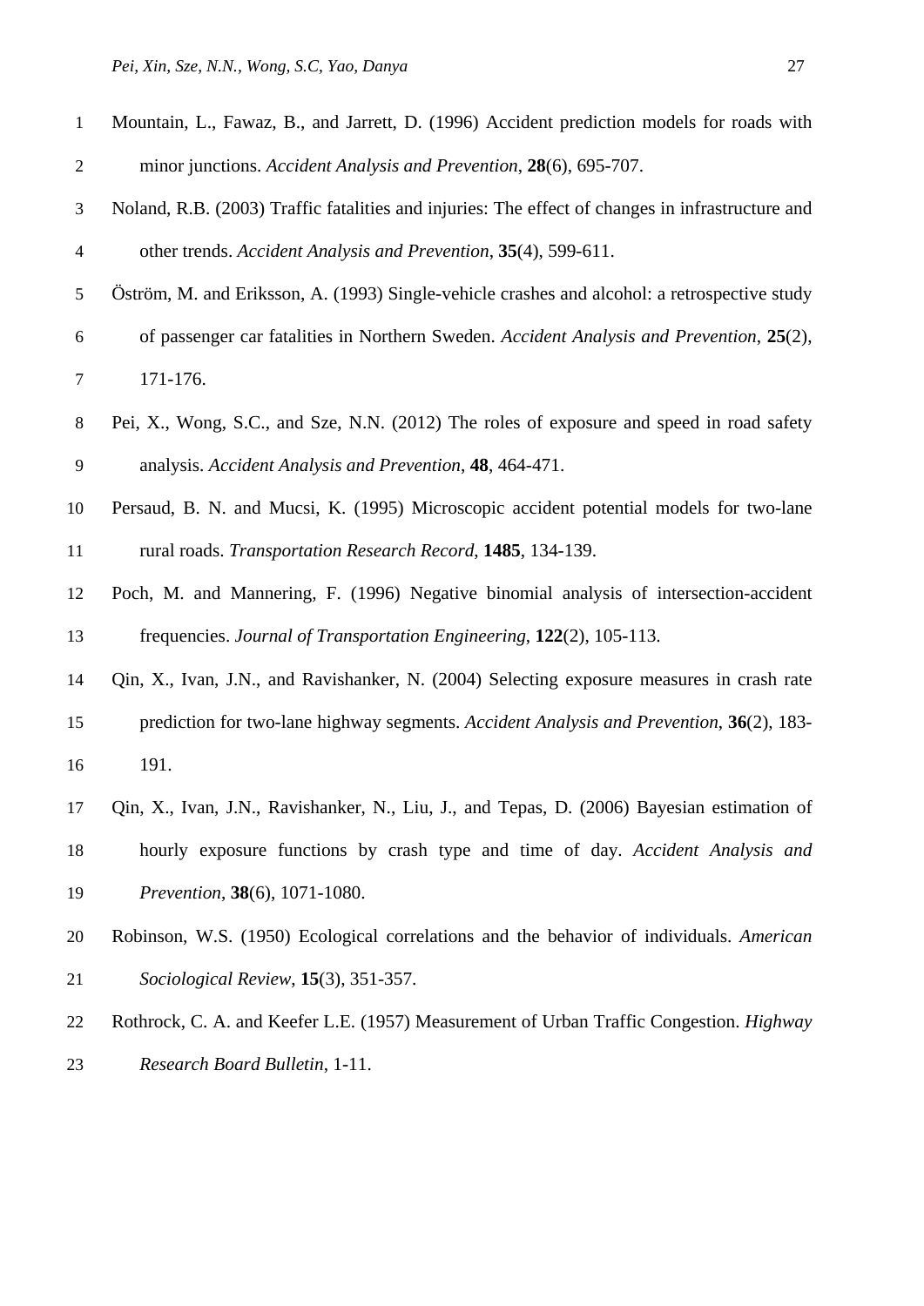Mountain, L., Fawaz, B., and Jarrett, D. (1996) Accident prediction models for roads with minor junctions. *Accident Analysis and Prevention*, **28**(6), 695-707.

Noland, R.B. (2003) Traffic fatalities and injuries: The effect of changes in infrastructure and other trends. *Accident Analysis and Prevention*, **35**(4), 599-611.

Öström, M. and Eriksson, A. (1993) Single-vehicle crashes and alcohol: a retrospective study of passenger car fatalities in Northern Sweden. *Accident Analysis and Prevention*, **25**(2), 171-176.

Pei, X., Wong, S.C., and Sze, N.N. (2012) The roles of exposure and speed in road safety analysis. *Accident Analysis and Prevention*, **48**, 464-471.

Persaud, B. N. and Mucsi, K. (1995) Microscopic accident potential models for two-lane rural roads. *Transportation Research Record*, **1485**, 134-139.

Poch, M. and Mannering, F. (1996) Negative binomial analysis of intersection-accident frequencies. *Journal of Transportation Engineering*, **122**(2), 105-113.

Qin, X., Ivan, J.N., and Ravishanker, N. (2004) Selecting exposure measures in crash rate prediction for two-lane highway segments. *Accident Analysis and Prevention*, **36**(2), 183-191.

Qin, X., Ivan, J.N., Ravishanker, N., Liu, J., and Tepas, D. (2006) Bayesian estimation of hourly exposure functions by crash type and time of day. *Accident Analysis and Prevention*, **38**(6), 1071-1080.

Robinson, W.S. (1950) Ecological correlations and the behavior of individuals. *American Sociological Review*, **15**(3), 351-357.

Rothrock, C. A. and Keefer L.E. (1957) Measurement of Urban Traffic Congestion. *Highway Research Board Bulletin*, 1-11.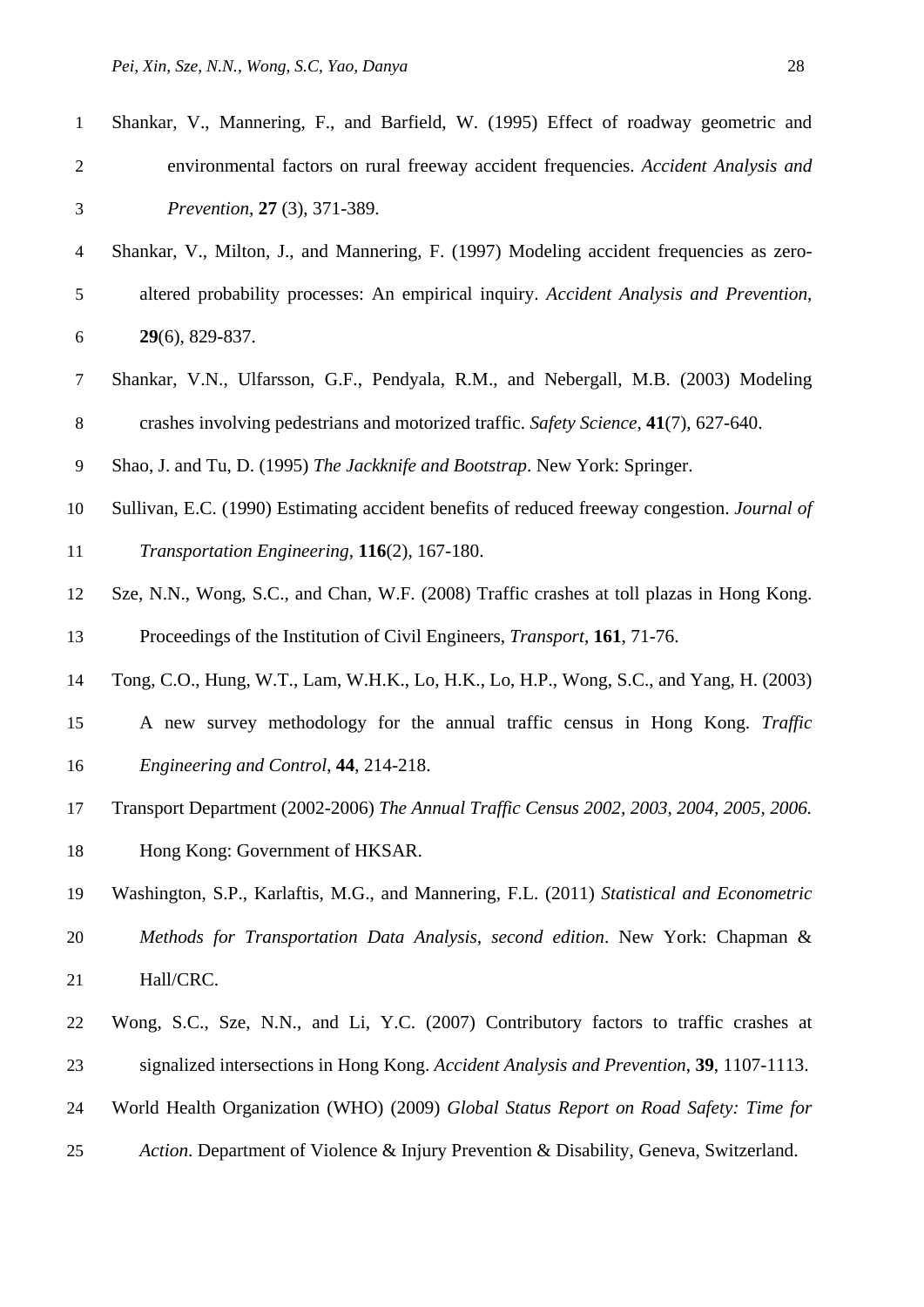Shankar, V., Mannering, F., and Barfield, W. (1995) Effect of roadway geometric and environmental factors on rural freeway accident frequencies. *Accident Analysis and Prevention*, **27** (3), 371-389.

Shankar, V., Milton, J., and Mannering, F. (1997) Modeling accident frequencies as zero-altered probability processes: An empirical inquiry. *Accident Analysis and Prevention*, **29**(6), 829-837.

Shankar, V.N., Ulfarsson, G.F., Pendyala, R.M., and Nebergall, M.B. (2003) Modeling crashes involving pedestrians and motorized traffic. *Safety Science*, **41**(7), 627-640.

Shao, J. and Tu, D. (1995) *The Jackknife and Bootstrap*. New York: Springer.

Sullivan, E.C. (1990) Estimating accident benefits of reduced freeway congestion. *Journal of Transportation Engineering*, **116**(2), 167-180.

Sze, N.N., Wong, S.C., and Chan, W.F. (2008) Traffic crashes at toll plazas in Hong Kong. Proceedings of the Institution of Civil Engineers, *Transport*, **161**, 71-76.

Tong, C.O., Hung, W.T., Lam, W.H.K., Lo, H.K., Lo, H.P., Wong, S.C., and Yang, H. (2003) A new survey methodology for the annual traffic census in Hong Kong. *Traffic Engineering and Control*, **44**, 214-218.

Transport Department (2002-2006) *The Annual Traffic Census 2002, 2003, 2004, 2005, 2006.* Hong Kong: Government of HKSAR.

Washington, S.P., Karlaftis, M.G., and Mannering, F.L. (2011) *Statistical and Econometric Methods for Transportation Data Analysis, second edition*. New York: Chapman & Hall/CRC.

Wong, S.C., Sze, N.N., and Li, Y.C. (2007) Contributory factors to traffic crashes at signalized intersections in Hong Kong. *Accident Analysis and Prevention*, **39**, 1107-1113.

World Health Organization (WHO) (2009) *Global Status Report on Road Safety: Time for Action*. Department of Violence & Injury Prevention & Disability, Geneva, Switzerland.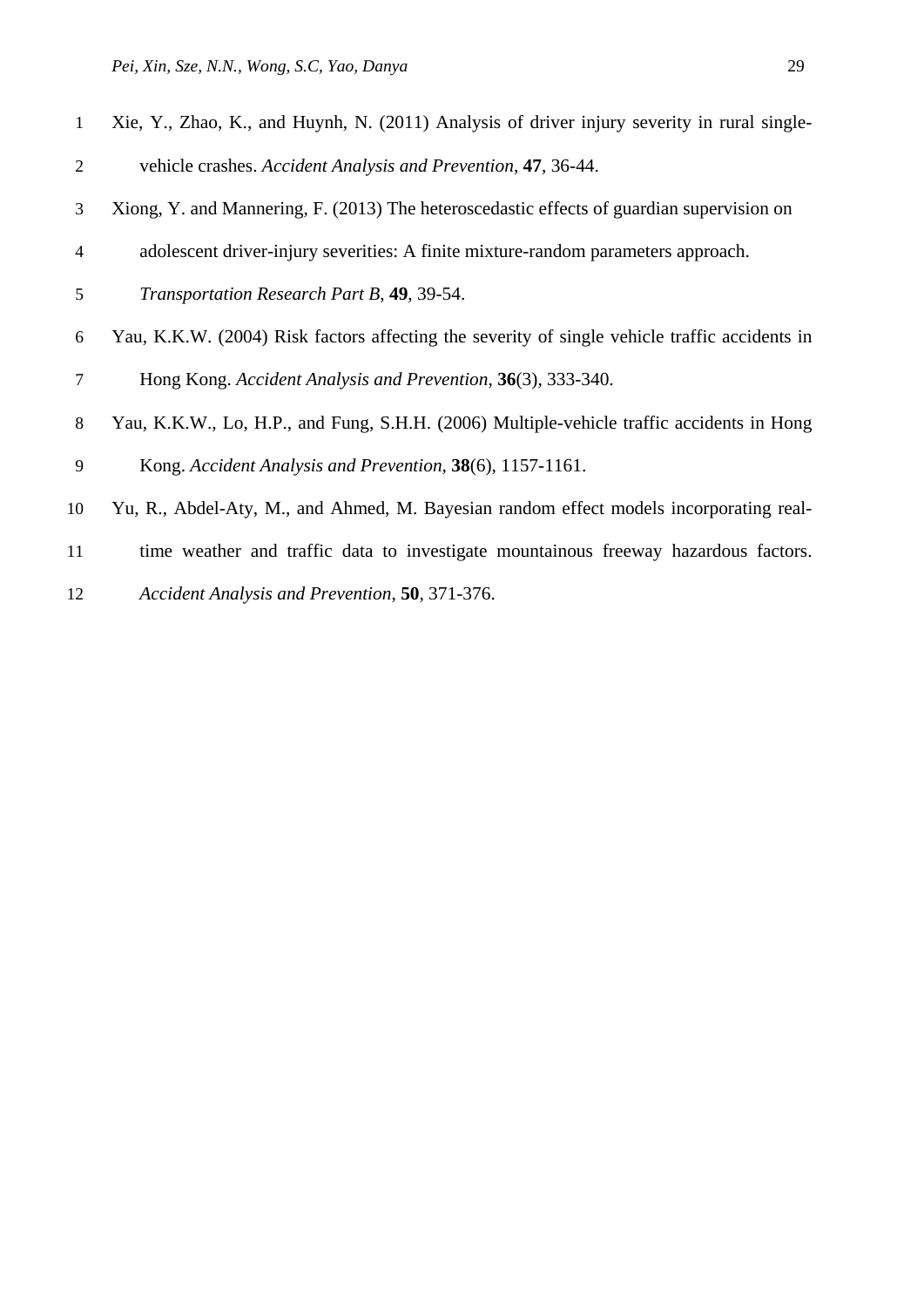Xie, Y., Zhao, K., and Huynh, N. (2011) Analysis of driver injury severity in rural single-vehicle crashes. *Accident Analysis and Prevention*, **47**, 36-44.

Xiong, Y. and Mannering, F. (2013) The heteroscedastic effects of guardian supervision on adolescent driver-injury severities: A finite mixture-random parameters approach. *Transportation Research Part B*, **49**, 39-54.

Yau, K.K.W. (2004) Risk factors affecting the severity of single vehicle traffic accidents in Hong Kong. *Accident Analysis and Prevention*, **36**(3), 333-340.

Yau, K.K.W., Lo, H.P., and Fung, S.H.H. (2006) Multiple-vehicle traffic accidents in Hong Kong. *Accident Analysis and Prevention*, **38**(6), 1157-1161.

Yu, R., Abdel-Aty, M., and Ahmed, M. Bayesian random effect models incorporating real-time weather and traffic data to investigate mountainous freeway hazardous factors. *Accident Analysis and Prevention*, **50**, 371-376.